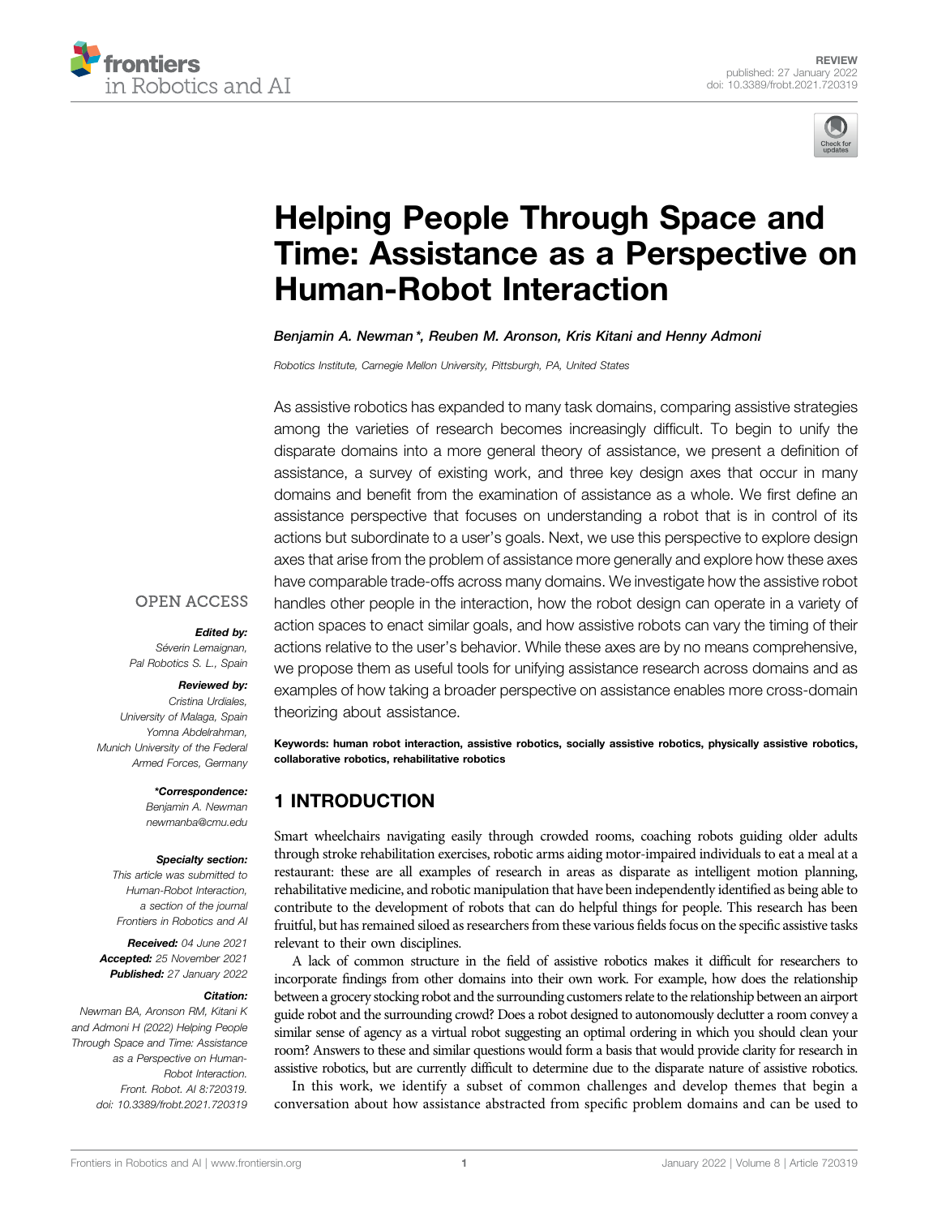REVIEW
published: 27 January 2022
doi: 10.3389/frobt.2021.720319

# Helping People Through Space and Time: Assistance as a Perspective on Human-Robot Interaction

*Benjamin A. Newman\*, Reuben M. Aronson, Kris Kitani and Henny Admoni*

*Robotics Institute, Carnegie Mellon University, Pittsburgh, PA, United States*

As assistive robotics has expanded to many task domains, comparing assistive strategies among the varieties of research becomes increasingly difficult. To begin to unify the disparate domains into a more general theory of assistance, we present a definition of assistance, a survey of existing work, and three key design axes that occur in many domains and benefit from the examination of assistance as a whole. We first define an assistance perspective that focuses on understanding a robot that is in control of its actions but subordinate to a user's goals. Next, we use this perspective to explore design axes that arise from the problem of assistance more generally and explore how these axes have comparable trade-offs across many domains. We investigate how the assistive robot handles other people in the interaction, how the robot design can operate in a variety of action spaces to enact similar goals, and how assistive robots can vary the timing of their actions relative to the user's behavior. While these axes are by no means comprehensive, we propose them as useful tools for unifying assistance research across domains and as examples of how taking a broader perspective on assistance enables more cross-domain theorizing about assistance.

**Keywords: human robot interaction, assistive robotics, socially assistive robotics, physically assistive robotics, collaborative robotics, rehabilitative robotics**

OPEN ACCESS

***Edited by:***
*Séverin Lemaignan, Pal Robotics S. L., Spain*

***Reviewed by:***
*Cristina Urdiales, University of Malaga, Spain*
*Yomna Abdelrahman, Munich University of the Federal Armed Forces, Germany*

***\*Correspondence:***
*Benjamin A. Newman*
*newmanba@cmu.edu*

***Specialty section:***
*This article was submitted to Human-Robot Interaction, a section of the journal Frontiers in Robotics and AI*

***Received:*** *04 June 2021*
***Accepted:*** *25 November 2021*
***Published:*** *27 January 2022*

***Citation:***
*Newman BA, Aronson RM, Kitani K and Admoni H (2022) Helping People Through Space and Time: Assistance as a Perspective on Human-Robot Interaction. Front. Robot. AI 8:720319. doi: 10.3389/frobt.2021.720319*

## 1 INTRODUCTION

Smart wheelchairs navigating easily through crowded rooms, coaching robots guiding older adults through stroke rehabilitation exercises, robotic arms aiding motor-impaired individuals to eat a meal at a restaurant: these are all examples of research in areas as disparate as intelligent motion planning, rehabilitative medicine, and robotic manipulation that have been independently identified as being able to contribute to the development of robots that can do helpful things for people. This research has been fruitful, but has remained siloed as researchers from these various fields focus on the specific assistive tasks relevant to their own disciplines.

A lack of common structure in the field of assistive robotics makes it difficult for researchers to incorporate findings from other domains into their own work. For example, how does the relationship between a grocery stocking robot and the surrounding customers relate to the relationship between an airport guide robot and the surrounding crowd? Does a robot designed to autonomously declutter a room convey a similar sense of agency as a virtual robot suggesting an optimal ordering in which you should clean your room? Answers to these and similar questions would form a basis that would provide clarity for research in assistive robotics, but are currently difficult to determine due to the disparate nature of assistive robotics.

In this work, we identify a subset of common challenges and develop themes that begin a conversation about how assistance abstracted from specific problem domains and can be used to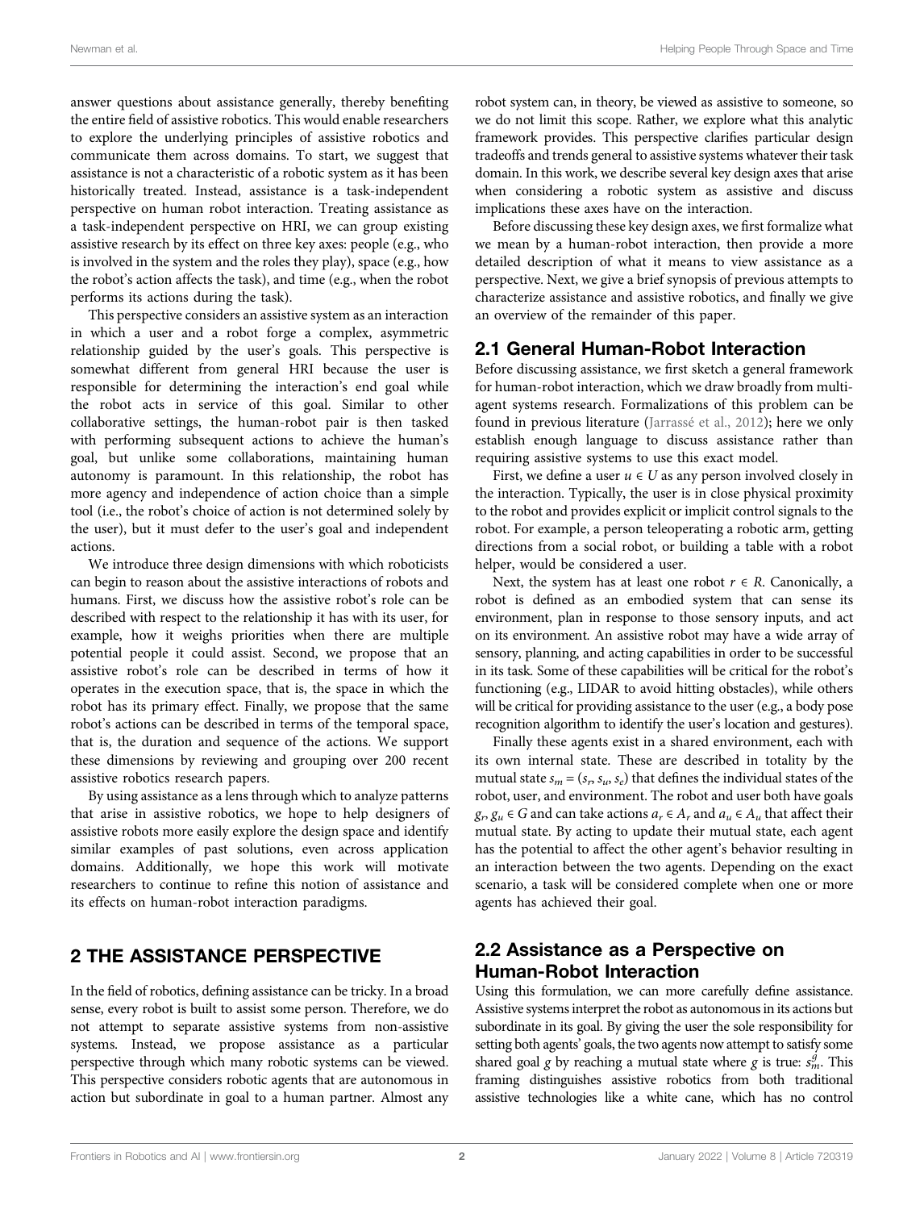answer questions about assistance generally, thereby benefiting the entire field of assistive robotics. This would enable researchers to explore the underlying principles of assistive robotics and communicate them across domains. To start, we suggest that assistance is not a characteristic of a robotic system as it has been historically treated. Instead, assistance is a task-independent perspective on human robot interaction. Treating assistance as a task-independent perspective on HRI, we can group existing assistive research by its effect on three key axes: people (e.g., who is involved in the system and the roles they play), space (e.g., how the robot's action affects the task), and time (e.g., when the robot performs its actions during the task).

This perspective considers an assistive system as an interaction in which a user and a robot forge a complex, asymmetric relationship guided by the user's goals. This perspective is somewhat different from general HRI because the user is responsible for determining the interaction's end goal while the robot acts in service of this goal. Similar to other collaborative settings, the human-robot pair is then tasked with performing subsequent actions to achieve the human's goal, but unlike some collaborations, maintaining human autonomy is paramount. In this relationship, the robot has more agency and independence of action choice than a simple tool (i.e., the robot's choice of action is not determined solely by the user), but it must defer to the user's goal and independent actions.

We introduce three design dimensions with which roboticists can begin to reason about the assistive interactions of robots and humans. First, we discuss how the assistive robot's role can be described with respect to the relationship it has with its user, for example, how it weighs priorities when there are multiple potential people it could assist. Second, we propose that an assistive robot's role can be described in terms of how it operates in the execution space, that is, the space in which the robot has its primary effect. Finally, we propose that the same robot's actions can be described in terms of the temporal space, that is, the duration and sequence of the actions. We support these dimensions by reviewing and grouping over 200 recent assistive robotics research papers.

By using assistance as a lens through which to analyze patterns that arise in assistive robotics, we hope to help designers of assistive robots more easily explore the design space and identify similar examples of past solutions, even across application domains. Additionally, we hope this work will motivate researchers to continue to refine this notion of assistance and its effects on human-robot interaction paradigms.

# 2 THE ASSISTANCE PERSPECTIVE

In the field of robotics, defining assistance can be tricky. In a broad sense, every robot is built to assist some person. Therefore, we do not attempt to separate assistive systems from non-assistive systems. Instead, we propose assistance as a particular perspective through which many robotic systems can be viewed. This perspective considers robotic agents that are autonomous in action but subordinate in goal to a human partner. Almost any robot system can, in theory, be viewed as assistive to someone, so we do not limit this scope. Rather, we explore what this analytic framework provides. This perspective clarifies particular design tradeoffs and trends general to assistive systems whatever their task domain. In this work, we describe several key design axes that arise when considering a robotic system as assistive and discuss implications these axes have on the interaction.

Before discussing these key design axes, we first formalize what we mean by a human-robot interaction, then provide a more detailed description of what it means to view assistance as a perspective. Next, we give a brief synopsis of previous attempts to characterize assistance and assistive robotics, and finally we give an overview of the remainder of this paper.

## 2.1 General Human-Robot Interaction

Before discussing assistance, we first sketch a general framework for human-robot interaction, which we draw broadly from multi-agent systems research. Formalizations of this problem can be found in previous literature (Jarrassé et al., 2012); here we only establish enough language to discuss assistance rather than requiring assistive systems to use this exact model.

First, we define a user $u \in U$ as any person involved closely in the interaction. Typically, the user is in close physical proximity to the robot and provides explicit or implicit control signals to the robot. For example, a person teleoperating a robotic arm, getting directions from a social robot, or building a table with a robot helper, would be considered a user.

Next, the system has at least one robot $r \in R$. Canonically, a robot is defined as an embodied system that can sense its environment, plan in response to those sensory inputs, and act on its environment. An assistive robot may have a wide array of sensory, planning, and acting capabilities in order to be successful in its task. Some of these capabilities will be critical for the robot's functioning (e.g., LIDAR to avoid hitting obstacles), while others will be critical for providing assistance to the user (e.g., a body pose recognition algorithm to identify the user's location and gestures).

Finally these agents exist in a shared environment, each with its own internal state. These are described in totality by the mutual state $s_m = (s_r, s_u, s_e)$ that defines the individual states of the robot, user, and environment. The robot and user both have goals $g_r, g_u \in G$ and can take actions $a_r \in A_r$ and $a_u \in A_u$ that affect their mutual state. By acting to update their mutual state, each agent has the potential to affect the other agent's behavior resulting in an interaction between the two agents. Depending on the exact scenario, a task will be considered complete when one or more agents has achieved their goal.

## 2.2 Assistance as a Perspective on Human-Robot Interaction

Using this formulation, we can more carefully define assistance. Assistive systems interpret the robot as autonomous in its actions but subordinate in its goal. By giving the user the sole responsibility for setting both agents' goals, the two agents now attempt to satisfy some shared goal $g$ by reaching a mutual state where $g$ is true: $s_m^g$. This framing distinguishes assistive robotics from both traditional assistive technologies like a white cane, which has no control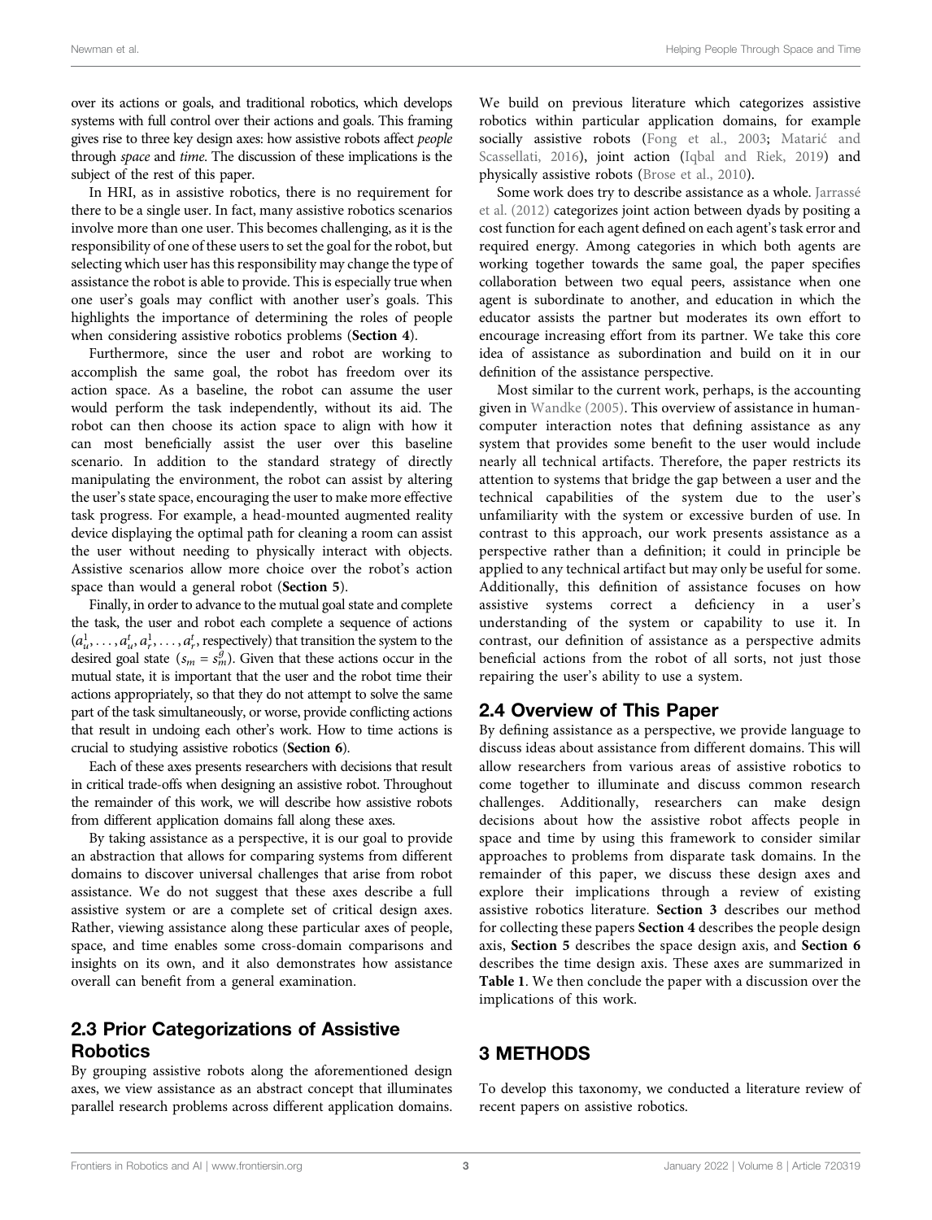over its actions or goals, and traditional robotics, which develops systems with full control over their actions and goals. This framing gives rise to three key design axes: how assistive robots affect *people* through *space* and *time*. The discussion of these implications is the subject of the rest of this paper.

In HRI, as in assistive robotics, there is no requirement for there to be a single user. In fact, many assistive robotics scenarios involve more than one user. This becomes challenging, as it is the responsibility of one of these users to set the goal for the robot, but selecting which user has this responsibility may change the type of assistance the robot is able to provide. This is especially true when one user's goals may conflict with another user's goals. This highlights the importance of determining the roles of people when considering assistive robotics problems (**Section 4**).

Furthermore, since the user and robot are working to accomplish the same goal, the robot has freedom over its action space. As a baseline, the robot can assume the user would perform the task independently, without its aid. The robot can then choose its action space to align with how it can most beneficially assist the user over this baseline scenario. In addition to the standard strategy of directly manipulating the environment, the robot can assist by altering the user's state space, encouraging the user to make more effective task progress. For example, a head-mounted augmented reality device displaying the optimal path for cleaning a room can assist the user without needing to physically interact with objects. Assistive scenarios allow more choice over the robot's action space than would a general robot (**Section 5**).

Finally, in order to advance to the mutual goal state and complete the task, the user and robot each complete a sequence of actions ($a_u^1, \ldots, a_u^t, a_r^1, \ldots, a_r^t$, respectively) that transition the system to the desired goal state ($s_m = s_m^g$). Given that these actions occur in the mutual state, it is important that the user and the robot time their actions appropriately, so that they do not attempt to solve the same part of the task simultaneously, or worse, provide conflicting actions that result in undoing each other's work. How to time actions is crucial to studying assistive robotics (**Section 6**).

Each of these axes presents researchers with decisions that result in critical trade-offs when designing an assistive robot. Throughout the remainder of this work, we will describe how assistive robots from different application domains fall along these axes.

By taking assistance as a perspective, it is our goal to provide an abstraction that allows for comparing systems from different domains to discover universal challenges that arise from robot assistance. We do not suggest that these axes describe a full assistive system or are a complete set of critical design axes. Rather, viewing assistance along these particular axes of people, space, and time enables some cross-domain comparisons and insights on its own, and it also demonstrates how assistance overall can benefit from a general examination.

## 2.3 Prior Categorizations of Assistive Robotics

By grouping assistive robots along the aforementioned design axes, we view assistance as an abstract concept that illuminates parallel research problems across different application domains. We build on previous literature which categorizes assistive robotics within particular application domains, for example socially assistive robots (Fong et al., 2003; Matarić and Scassellati, 2016), joint action (Iqbal and Riek, 2019) and physically assistive robots (Brose et al., 2010).

Some work does try to describe assistance as a whole. Jarrassé et al. (2012) categorizes joint action between dyads by positing a cost function for each agent defined on each agent's task error and required energy. Among categories in which both agents are working together towards the same goal, the paper specifies collaboration between two equal peers, assistance when one agent is subordinate to another, and education in which the educator assists the partner but moderates its own effort to encourage increasing effort from its partner. We take this core idea of assistance as subordination and build on it in our definition of the assistance perspective.

Most similar to the current work, perhaps, is the accounting given in Wandke (2005). This overview of assistance in human-computer interaction notes that defining assistance as any system that provides some benefit to the user would include nearly all technical artifacts. Therefore, the paper restricts its attention to systems that bridge the gap between a user and the technical capabilities of the system due to the user's unfamiliarity with the system or excessive burden of use. In contrast to this approach, our work presents assistance as a perspective rather than a definition; it could in principle be applied to any technical artifact but may only be useful for some. Additionally, this definition of assistance focuses on how assistive systems correct a deficiency in a user's understanding of the system or capability to use it. In contrast, our definition of assistance as a perspective admits beneficial actions from the robot of all sorts, not just those repairing the user's ability to use a system.

## 2.4 Overview of This Paper

By defining assistance as a perspective, we provide language to discuss ideas about assistance from different domains. This will allow researchers from various areas of assistive robotics to come together to illuminate and discuss common research challenges. Additionally, researchers can make design decisions about how the assistive robot affects people in space and time by using this framework to consider similar approaches to problems from disparate task domains. In the remainder of this paper, we discuss these design axes and explore their implications through a review of existing assistive robotics literature. **Section 3** describes our method for collecting these papers **Section 4** describes the people design axis, **Section 5** describes the space design axis, and **Section 6** describes the time design axis. These axes are summarized in **Table 1**. We then conclude the paper with a discussion over the implications of this work.

# 3 METHODS

To develop this taxonomy, we conducted a literature review of recent papers on assistive robotics.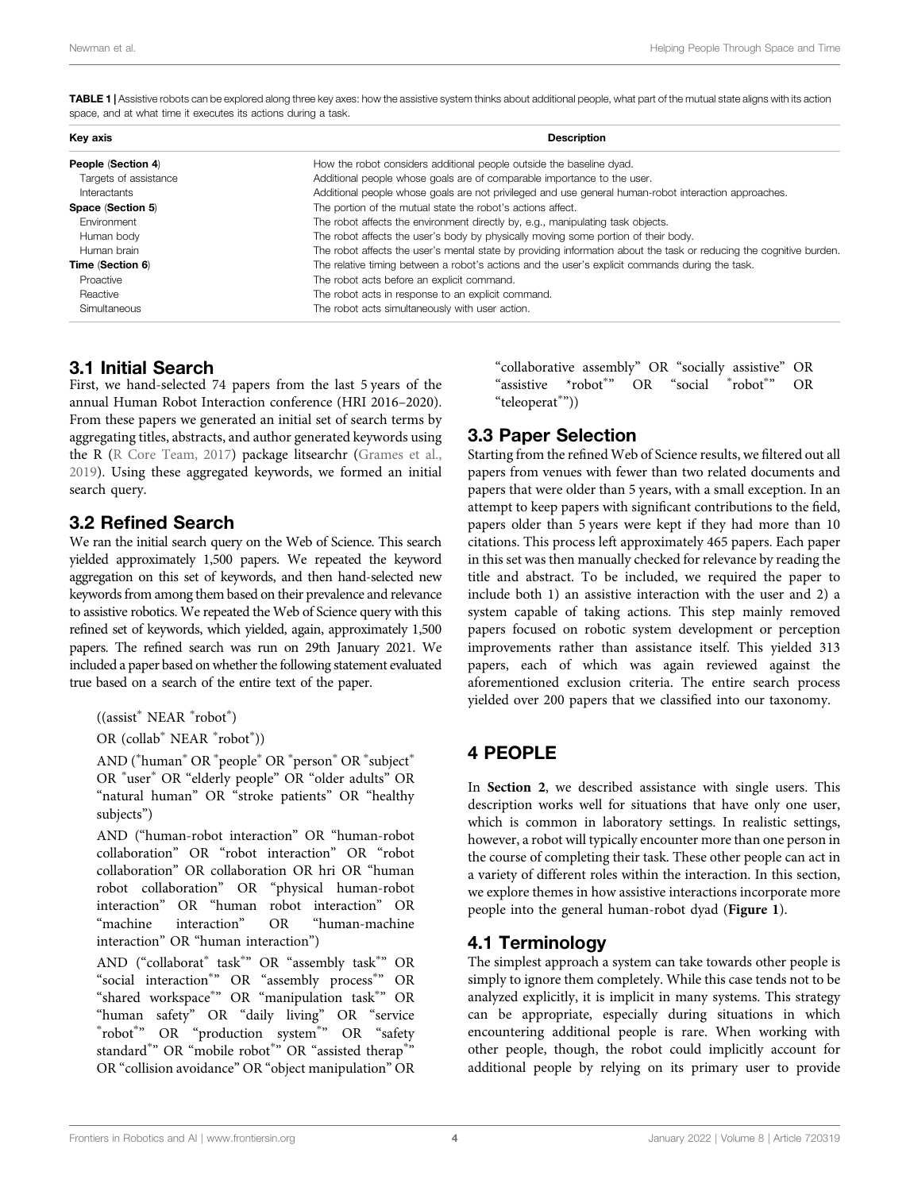**TABLE 1** | Assistive robots can be explored along three key axes: how the assistive system thinks about additional people, what part of the mutual state aligns with its action space, and at what time it executes its actions during a task.

| Key axis | Description |
|---|---|
| **People (Section 4)** | How the robot considers additional people outside the baseline dyad. |
| Targets of assistance | Additional people whose goals are of comparable importance to the user. |
| Interactants | Additional people whose goals are not privileged and use general human-robot interaction approaches. |
| **Space (Section 5)** | The portion of the mutual state the robot's actions affect. |
| Environment | The robot affects the environment directly by, e.g., manipulating task objects. |
| Human body | The robot affects the user's body by physically moving some portion of their body. |
| Human brain | The robot affects the user's mental state by providing information about the task or reducing the cognitive burden. |
| **Time (Section 6)** | The relative timing between a robot's actions and the user's explicit commands during the task. |
| Proactive | The robot acts before an explicit command. |
| Reactive | The robot acts in response to an explicit command. |
| Simultaneous | The robot acts simultaneously with user action. |

## 3.1 Initial Search

First, we hand-selected 74 papers from the last 5 years of the annual Human Robot Interaction conference (HRI 2016–2020). From these papers we generated an initial set of search terms by aggregating titles, abstracts, and author generated keywords using the R (R Core Team, 2017) package litsearchr (Grames et al., 2019). Using these aggregated keywords, we formed an initial search query.

## 3.2 Refined Search

We ran the initial search query on the Web of Science. This search yielded approximately 1,500 papers. We repeated the keyword aggregation on this set of keywords, and then hand-selected new keywords from among them based on their prevalence and relevance to assistive robotics. We repeated the Web of Science query with this refined set of keywords, which yielded, again, approximately 1,500 papers. The refined search was run on 29th January 2021. We included a paper based on whether the following statement evaluated true based on a search of the entire text of the paper.

((assist* NEAR *robot*)

OR (collab* NEAR *robot*))

AND (*human* OR *people* OR *person* OR *subject* OR *user* OR "elderly people" OR "older adults" OR "natural human" OR "stroke patients" OR "healthy subjects")

AND ("human-robot interaction" OR "human-robot collaboration" OR "robot interaction" OR "robot collaboration" OR collaboration OR hri OR "human robot collaboration" OR "physical human-robot interaction" OR "human robot interaction" OR "machine interaction" OR "human-machine interaction" OR "human interaction")

AND ("collaborat* task*" OR "assembly task*" OR "social interaction*" OR "assembly process*" OR "shared workspace*" OR "manipulation task*" OR "human safety" OR "daily living" OR "service *robot*" OR "production system*" OR "safety standard*" OR "mobile robot*" OR "assisted therap*" OR "collision avoidance" OR "object manipulation" OR "collaborative assembly" OR "socially assistive" OR "assistive *robot*" OR "social *robot*" OR "teleoperat*"))

## 3.3 Paper Selection

Starting from the refined Web of Science results, we filtered out all papers from venues with fewer than two related documents and papers that were older than 5 years, with a small exception. In an attempt to keep papers with significant contributions to the field, papers older than 5 years were kept if they had more than 10 citations. This process left approximately 465 papers. Each paper in this set was then manually checked for relevance by reading the title and abstract. To be included, we required the paper to include both 1) an assistive interaction with the user and 2) a system capable of taking actions. This step mainly removed papers focused on robotic system development or perception improvements rather than assistance itself. This yielded 313 papers, each of which was again reviewed against the aforementioned exclusion criteria. The entire search process yielded over 200 papers that we classified into our taxonomy.

# 4 PEOPLE

In **Section 2**, we described assistance with single users. This description works well for situations that have only one user, which is common in laboratory settings. In realistic settings, however, a robot will typically encounter more than one person in the course of completing their task. These other people can act in a variety of different roles within the interaction. In this section, we explore themes in how assistive interactions incorporate more people into the general human-robot dyad (**Figure 1**).

## 4.1 Terminology

The simplest approach a system can take towards other people is simply to ignore them completely. While this case tends not to be analyzed explicitly, it is implicit in many systems. This strategy can be appropriate, especially during situations in which encountering additional people is rare. When working with other people, though, the robot could implicitly account for additional people by relying on its primary user to provide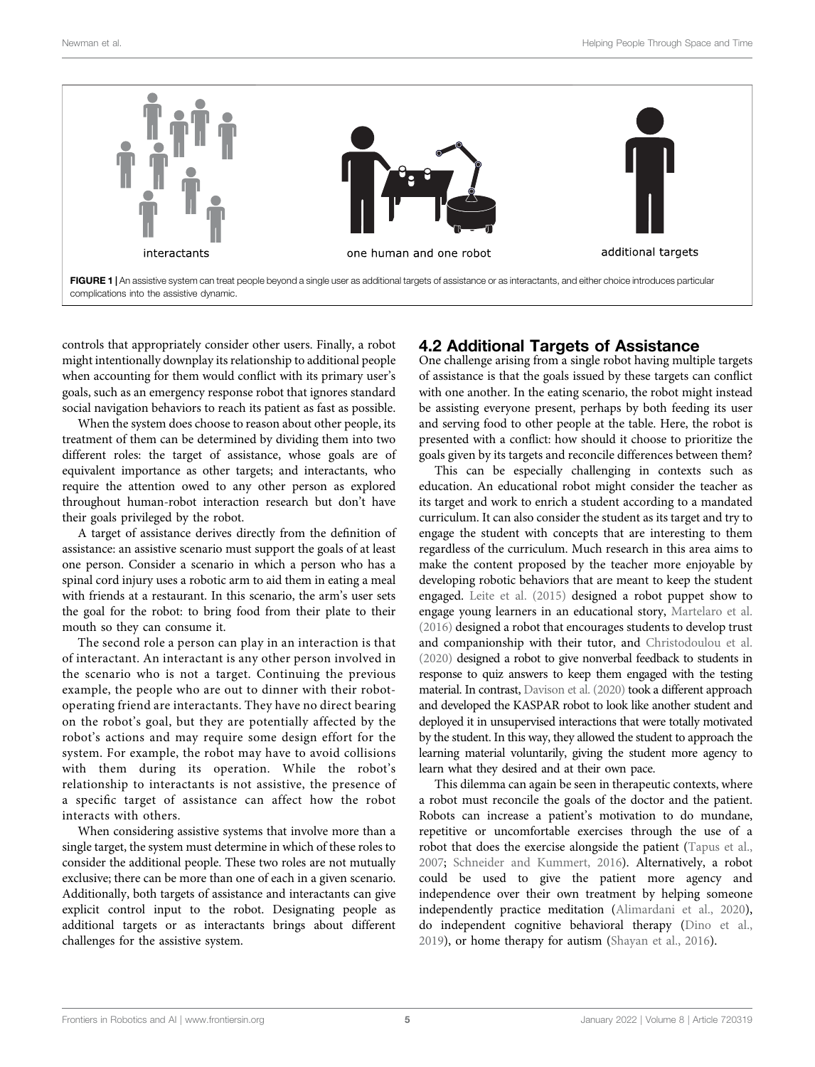interactants

one human and one robot

additional targets

**FIGURE 1** | An assistive system can treat people beyond a single user as additional targets of assistance or as interactants, and either choice introduces particular complications into the assistive dynamic.

controls that appropriately consider other users. Finally, a robot might intentionally downplay its relationship to additional people when accounting for them would conflict with its primary user's goals, such as an emergency response robot that ignores standard social navigation behaviors to reach its patient as fast as possible.

When the system does choose to reason about other people, its treatment of them can be determined by dividing them into two different roles: the target of assistance, whose goals are of equivalent importance as other targets; and interactants, who require the attention owed to any other person as explored throughout human-robot interaction research but don't have their goals privileged by the robot.

A target of assistance derives directly from the definition of assistance: an assistive scenario must support the goals of at least one person. Consider a scenario in which a person who has a spinal cord injury uses a robotic arm to aid them in eating a meal with friends at a restaurant. In this scenario, the arm's user sets the goal for the robot: to bring food from their plate to their mouth so they can consume it.

The second role a person can play in an interaction is that of interactant. An interactant is any other person involved in the scenario who is not a target. Continuing the previous example, the people who are out to dinner with their robot-operating friend are interactants. They have no direct bearing on the robot's goal, but they are potentially affected by the robot's actions and may require some design effort for the system. For example, the robot may have to avoid collisions with them during its operation. While the robot's relationship to interactants is not assistive, the presence of a specific target of assistance can affect how the robot interacts with others.

When considering assistive systems that involve more than a single target, the system must determine in which of these roles to consider the additional people. These two roles are not mutually exclusive; there can be more than one of each in a given scenario. Additionally, both targets of assistance and interactants can give explicit control input to the robot. Designating people as additional targets or as interactants brings about different challenges for the assistive system.

## 4.2 Additional Targets of Assistance

One challenge arising from a single robot having multiple targets of assistance is that the goals issued by these targets can conflict with one another. In the eating scenario, the robot might instead be assisting everyone present, perhaps by both feeding its user and serving food to other people at the table. Here, the robot is presented with a conflict: how should it choose to prioritize the goals given by its targets and reconcile differences between them?

This can be especially challenging in contexts such as education. An educational robot might consider the teacher as its target and work to enrich a student according to a mandated curriculum. It can also consider the student as its target and try to engage the student with concepts that are interesting to them regardless of the curriculum. Much research in this area aims to make the content proposed by the teacher more enjoyable by developing robotic behaviors that are meant to keep the student engaged. Leite et al. (2015) designed a robot puppet show to engage young learners in an educational story, Martelaro et al. (2016) designed a robot that encourages students to develop trust and companionship with their tutor, and Christodoulou et al. (2020) designed a robot to give nonverbal feedback to students in response to quiz answers to keep them engaged with the testing material. In contrast, Davison et al. (2020) took a different approach and developed the KASPAR robot to look like another student and deployed it in unsupervised interactions that were totally motivated by the student. In this way, they allowed the student to approach the learning material voluntarily, giving the student more agency to learn what they desired and at their own pace.

This dilemma can again be seen in therapeutic contexts, where a robot must reconcile the goals of the doctor and the patient. Robots can increase a patient's motivation to do mundane, repetitive or uncomfortable exercises through the use of a robot that does the exercise alongside the patient (Tapus et al., 2007; Schneider and Kummert, 2016). Alternatively, a robot could be used to give the patient more agency and independence over their own treatment by helping someone independently practice meditation (Alimardani et al., 2020), do independent cognitive behavioral therapy (Dino et al., 2019), or home therapy for autism (Shayan et al., 2016).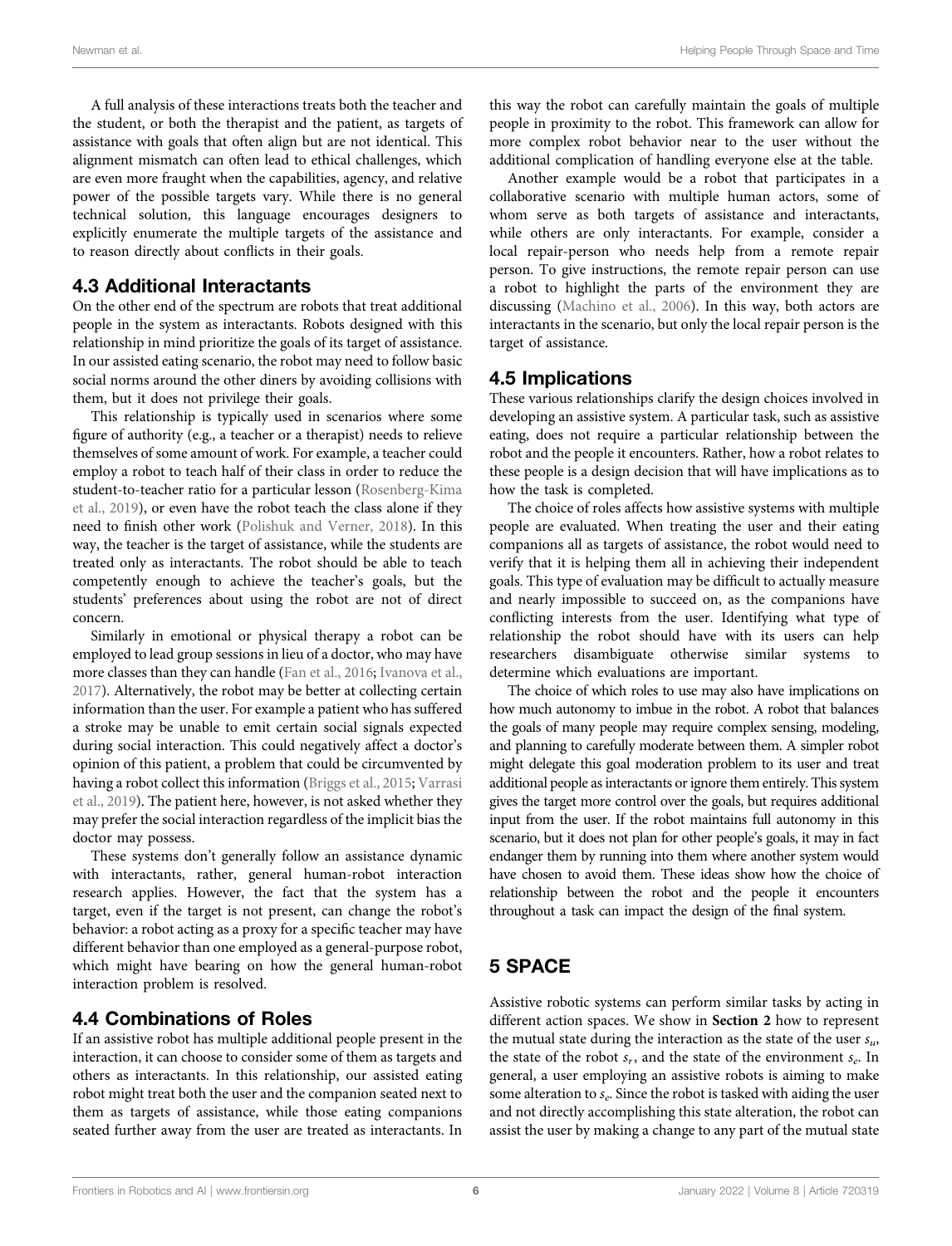A full analysis of these interactions treats both the teacher and the student, or both the therapist and the patient, as targets of assistance with goals that often align but are not identical. This alignment mismatch can often lead to ethical challenges, which are even more fraught when the capabilities, agency, and relative power of the possible targets vary. While there is no general technical solution, this language encourages designers to explicitly enumerate the multiple targets of the assistance and to reason directly about conflicts in their goals.

## 4.3 Additional Interactants

On the other end of the spectrum are robots that treat additional people in the system as interactants. Robots designed with this relationship in mind prioritize the goals of its target of assistance. In our assisted eating scenario, the robot may need to follow basic social norms around the other diners by avoiding collisions with them, but it does not privilege their goals.

This relationship is typically used in scenarios where some figure of authority (e.g., a teacher or a therapist) needs to relieve themselves of some amount of work. For example, a teacher could employ a robot to teach half of their class in order to reduce the student-to-teacher ratio for a particular lesson (Rosenberg-Kima et al., 2019), or even have the robot teach the class alone if they need to finish other work (Polishuk and Verner, 2018). In this way, the teacher is the target of assistance, while the students are treated only as interactants. The robot should be able to teach competently enough to achieve the teacher's goals, but the students' preferences about using the robot are not of direct concern.

Similarly in emotional or physical therapy a robot can be employed to lead group sessions in lieu of a doctor, who may have more classes than they can handle (Fan et al., 2016; Ivanova et al., 2017). Alternatively, the robot may be better at collecting certain information than the user. For example a patient who has suffered a stroke may be unable to emit certain social signals expected during social interaction. This could negatively affect a doctor's opinion of this patient, a problem that could be circumvented by having a robot collect this information (Briggs et al., 2015; Varrasi et al., 2019). The patient here, however, is not asked whether they may prefer the social interaction regardless of the implicit bias the doctor may possess.

These systems don't generally follow an assistance dynamic with interactants, rather, general human-robot interaction research applies. However, the fact that the system has a target, even if the target is not present, can change the robot's behavior: a robot acting as a proxy for a specific teacher may have different behavior than one employed as a general-purpose robot, which might have bearing on how the general human-robot interaction problem is resolved.

## 4.4 Combinations of Roles

If an assistive robot has multiple additional people present in the interaction, it can choose to consider some of them as targets and others as interactants. In this relationship, our assisted eating robot might treat both the user and the companion seated next to them as targets of assistance, while those eating companions seated further away from the user are treated as interactants. In this way the robot can carefully maintain the goals of multiple people in proximity to the robot. This framework can allow for more complex robot behavior near to the user without the additional complication of handling everyone else at the table.

Another example would be a robot that participates in a collaborative scenario with multiple human actors, some of whom serve as both targets of assistance and interactants, while others are only interactants. For example, consider a local repair-person who needs help from a remote repair person. To give instructions, the remote repair person can use a robot to highlight the parts of the environment they are discussing (Machino et al., 2006). In this way, both actors are interactants in the scenario, but only the local repair person is the target of assistance.

## 4.5 Implications

These various relationships clarify the design choices involved in developing an assistive system. A particular task, such as assistive eating, does not require a particular relationship between the robot and the people it encounters. Rather, how a robot relates to these people is a design decision that will have implications as to how the task is completed.

The choice of roles affects how assistive systems with multiple people are evaluated. When treating the user and their eating companions all as targets of assistance, the robot would need to verify that it is helping them all in achieving their independent goals. This type of evaluation may be difficult to actually measure and nearly impossible to succeed on, as the companions have conflicting interests from the user. Identifying what type of relationship the robot should have with its users can help researchers disambiguate otherwise similar systems to determine which evaluations are important.

The choice of which roles to use may also have implications on how much autonomy to imbue in the robot. A robot that balances the goals of many people may require complex sensing, modeling, and planning to carefully moderate between them. A simpler robot might delegate this goal moderation problem to its user and treat additional people as interactants or ignore them entirely. This system gives the target more control over the goals, but requires additional input from the user. If the robot maintains full autonomy in this scenario, but it does not plan for other people's goals, it may in fact endanger them by running into them where another system would have chosen to avoid them. These ideas show how the choice of relationship between the robot and the people it encounters throughout a task can impact the design of the final system.

# 5 SPACE

Assistive robotic systems can perform similar tasks by acting in different action spaces. We show in **Section 2** how to represent the mutual state during the interaction as the state of the user $s_u$, the state of the robot $s_r$, and the state of the environment $s_e$. In general, a user employing an assistive robots is aiming to make some alteration to $s_e$. Since the robot is tasked with aiding the user and not directly accomplishing this state alteration, the robot can assist the user by making a change to any part of the mutual state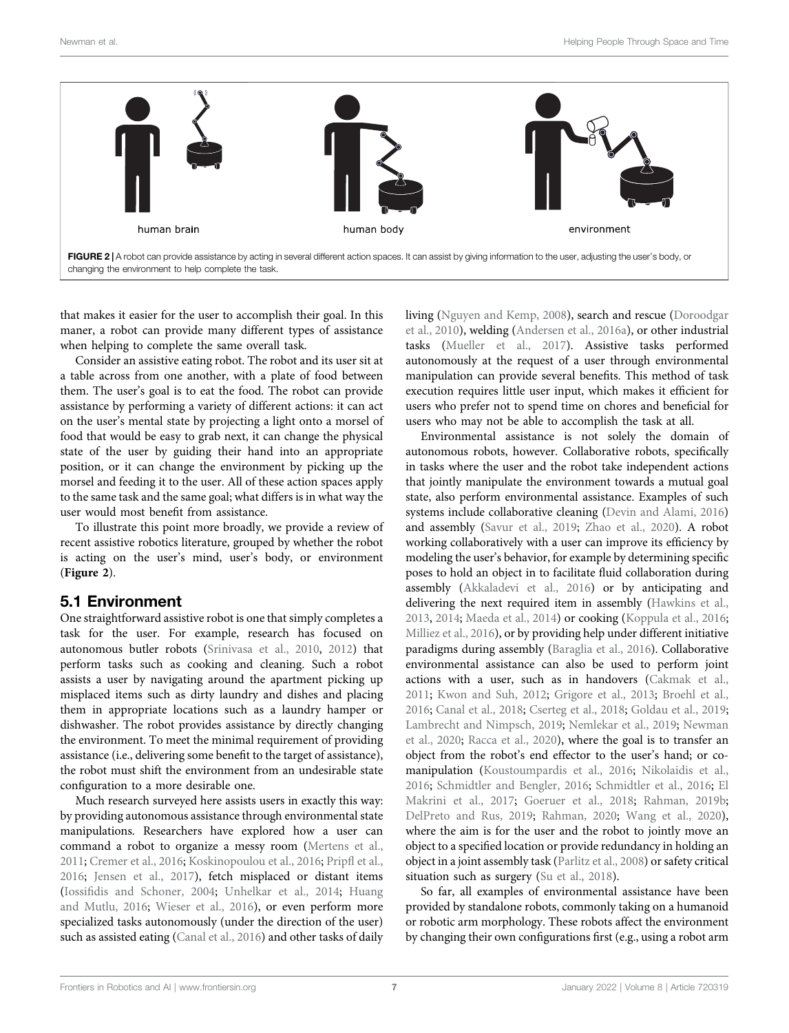human brain

human body

environment

FIGURE 2 | A robot can provide assistance by acting in several different action spaces. It can assist by giving information to the user, adjusting the user's body, or changing the environment to help complete the task.

that makes it easier for the user to accomplish their goal. In this maner, a robot can provide many different types of assistance when helping to complete the same overall task.

Consider an assistive eating robot. The robot and its user sit at a table across from one another, with a plate of food between them. The user's goal is to eat the food. The robot can provide assistance by performing a variety of different actions: it can act on the user's mental state by projecting a light onto a morsel of food that would be easy to grab next, it can change the physical state of the user by guiding their hand into an appropriate position, or it can change the environment by picking up the morsel and feeding it to the user. All of these action spaces apply to the same task and the same goal; what differs is in what way the user would most benefit from assistance.

To illustrate this point more broadly, we provide a review of recent assistive robotics literature, grouped by whether the robot is acting on the user's mind, user's body, or environment (**Figure 2**).

## 5.1 Environment

One straightforward assistive robot is one that simply completes a task for the user. For example, research has focused on autonomous butler robots (Srinivasa et al., 2010, 2012) that perform tasks such as cooking and cleaning. Such a robot assists a user by navigating around the apartment picking up misplaced items such as dirty laundry and dishes and placing them in appropriate locations such as a laundry hamper or dishwasher. The robot provides assistance by directly changing the environment. To meet the minimal requirement of providing assistance (i.e., delivering some benefit to the target of assistance), the robot must shift the environment from an undesirable state configuration to a more desirable one.

Much research surveyed here assists users in exactly this way: by providing autonomous assistance through environmental state manipulations. Researchers have explored how a user can command a robot to organize a messy room (Mertens et al., 2011; Cremer et al., 2016; Koskinopoulou et al., 2016; Pripfl et al., 2016; Jensen et al., 2017), fetch misplaced or distant items (Iossifidis and Schoner, 2004; Unhelkar et al., 2014; Huang and Mutlu, 2016; Wieser et al., 2016), or even perform more specialized tasks autonomously (under the direction of the user) such as assisted eating (Canal et al., 2016) and other tasks of daily living (Nguyen and Kemp, 2008), search and rescue (Doroodgar et al., 2010), welding (Andersen et al., 2016a), or other industrial tasks (Mueller et al., 2017). Assistive tasks performed autonomously at the request of a user through environmental manipulation can provide several benefits. This method of task execution requires little user input, which makes it efficient for users who prefer not to spend time on chores and beneficial for users who may not be able to accomplish the task at all.

Environmental assistance is not solely the domain of autonomous robots, however. Collaborative robots, specifically in tasks where the user and the robot take independent actions that jointly manipulate the environment towards a mutual goal state, also perform environmental assistance. Examples of such systems include collaborative cleaning (Devin and Alami, 2016) and assembly (Savur et al., 2019; Zhao et al., 2020). A robot working collaboratively with a user can improve its efficiency by modeling the user's behavior, for example by determining specific poses to hold an object in to facilitate fluid collaboration during assembly (Akkaladevi et al., 2016) or by anticipating and delivering the next required item in assembly (Hawkins et al., 2013, 2014; Maeda et al., 2014) or cooking (Koppula et al., 2016; Milliez et al., 2016), or by providing help under different initiative paradigms during assembly (Baraglia et al., 2016). Collaborative environmental assistance can also be used to perform joint actions with a user, such as in handovers (Cakmak et al., 2011; Kwon and Suh, 2012; Grigore et al., 2013; Broehl et al., 2016; Canal et al., 2018; Cserteg et al., 2018; Goldau et al., 2019; Lambrecht and Nimpsch, 2019; Nemlekar et al., 2019; Newman et al., 2020; Racca et al., 2020), where the goal is to transfer an object from the robot's end effector to the user's hand; or co-manipulation (Koustoumpardis et al., 2016; Nikolaidis et al., 2016; Schmidtler and Bengler, 2016; Schmidtler et al., 2016; El Makrini et al., 2017; Goeruer et al., 2018; Rahman, 2019b; DelPreto and Rus, 2019; Rahman, 2020; Wang et al., 2020), where the aim is for the user and the robot to jointly move an object to a specified location or provide redundancy in holding an object in a joint assembly task (Parlitz et al., 2008) or safety critical situation such as surgery (Su et al., 2018).

So far, all examples of environmental assistance have been provided by standalone robots, commonly taking on a humanoid or robotic arm morphology. These robots affect the environment by changing their own configurations first (e.g., using a robot arm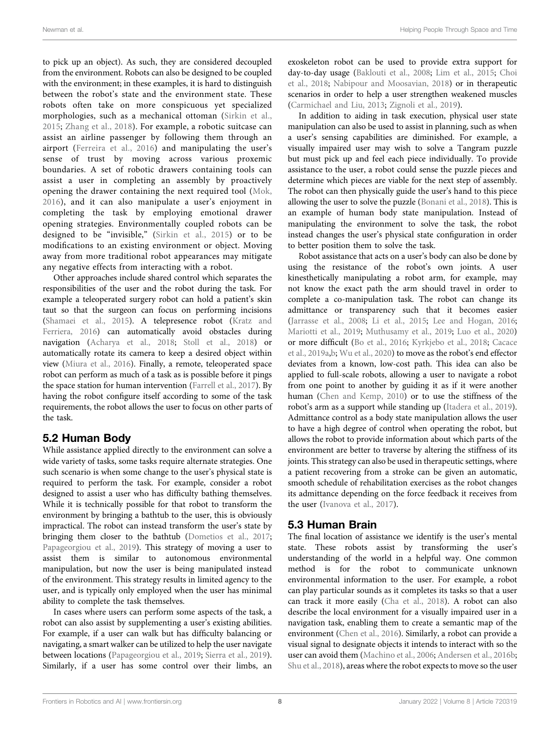to pick up an object). As such, they are considered decoupled from the environment. Robots can also be designed to be coupled with the environment; in these examples, it is hard to distinguish between the robot's state and the environment state. These robots often take on more conspicuous yet specialized morphologies, such as a mechanical ottoman (Sirkin et al., 2015; Zhang et al., 2018). For example, a robotic suitcase can assist an airline passenger by following them through an airport (Ferreira et al., 2016) and manipulating the user's sense of trust by moving across various proxemic boundaries. A set of robotic drawers containing tools can assist a user in completing an assembly by proactively opening the drawer containing the next required tool (Mok, 2016), and it can also manipulate a user's enjoyment in completing the task by employing emotional drawer opening strategies. Environmentally coupled robots can be designed to be "invisible," (Sirkin et al., 2015) or to be modifications to an existing environment or object. Moving away from more traditional robot appearances may mitigate any negative effects from interacting with a robot.

Other approaches include shared control which separates the responsibilities of the user and the robot during the task. For example a teleoperated surgery robot can hold a patient's skin taut so that the surgeon can focus on performing incisions (Shamaei et al., 2015). A telepresence robot (Kratz and Ferreira, 2016) can automatically avoid obstacles during navigation (Acharya et al., 2018; Stoll et al., 2018) or automatically rotate its camera to keep a desired object within view (Miura et al., 2016). Finally, a remote, teleoperated space robot can perform as much of a task as is possible before it pings the space station for human intervention (Farrell et al., 2017). By having the robot configure itself according to some of the task requirements, the robot allows the user to focus on other parts of the task.

## 5.2 Human Body

While assistance applied directly to the environment can solve a wide variety of tasks, some tasks require alternate strategies. One such scenario is when some change to the user's physical state is required to perform the task. For example, consider a robot designed to assist a user who has difficulty bathing themselves. While it is technically possible for that robot to transform the environment by bringing a bathtub to the user, this is obviously impractical. The robot can instead transform the user's state by bringing them closer to the bathtub (Dometios et al., 2017; Papageorgiou et al., 2019). This strategy of moving a user to assist them is similar to autonomous environmental manipulation, but now the user is being manipulated instead of the environment. This strategy results in limited agency to the user, and is typically only employed when the user has minimal ability to complete the task themselves.

In cases where users can perform some aspects of the task, a robot can also assist by supplementing a user's existing abilities. For example, if a user can walk but has difficulty balancing or navigating, a smart walker can be utilized to help the user navigate between locations (Papageorgiou et al., 2019; Sierra et al., 2019). Similarly, if a user has some control over their limbs, an exoskeleton robot can be used to provide extra support for day-to-day usage (Baklouti et al., 2008; Lim et al., 2015; Choi et al., 2018; Nabipour and Moosavian, 2018) or in therapeutic scenarios in order to help a user strengthen weakened muscles (Carmichael and Liu, 2013; Zignoli et al., 2019).

In addition to aiding in task execution, physical user state manipulation can also be used to assist in planning, such as when a user's sensing capabilities are diminished. For example, a visually impaired user may wish to solve a Tangram puzzle but must pick up and feel each piece individually. To provide assistance to the user, a robot could sense the puzzle pieces and determine which pieces are viable for the next step of assembly. The robot can then physically guide the user's hand to this piece allowing the user to solve the puzzle (Bonani et al., 2018). This is an example of human body state manipulation. Instead of manipulating the environment to solve the task, the robot instead changes the user's physical state configuration in order to better position them to solve the task.

Robot assistance that acts on a user's body can also be done by using the resistance of the robot's own joints. A user kinesthetically manipulating a robot arm, for example, may not know the exact path the arm should travel in order to complete a co-manipulation task. The robot can change its admittance or transparency such that it becomes easier (Jarrasse et al., 2008; Li et al., 2015; Lee and Hogan, 2016; Mariotti et al., 2019; Muthusamy et al., 2019; Luo et al., 2020) or more difficult (Bo et al., 2016; Kyrkjebo et al., 2018; Cacace et al., 2019a,b; Wu et al., 2020) to move as the robot's end effector deviates from a known, low-cost path. This idea can also be applied to full-scale robots, allowing a user to navigate a robot from one point to another by guiding it as if it were another human (Chen and Kemp, 2010) or to use the stiffness of the robot's arm as a support while standing up (Itadera et al., 2019). Admittance control as a body state manipulation allows the user to have a high degree of control when operating the robot, but allows the robot to provide information about which parts of the environment are better to traverse by altering the stiffness of its joints. This strategy can also be used in therapeutic settings, where a patient recovering from a stroke can be given an automatic, smooth schedule of rehabilitation exercises as the robot changes its admittance depending on the force feedback it receives from the user (Ivanova et al., 2017).

## 5.3 Human Brain

The final location of assistance we identify is the user's mental state. These robots assist by transforming the user's understanding of the world in a helpful way. One common method is for the robot to communicate unknown environmental information to the user. For example, a robot can play particular sounds as it completes its tasks so that a user can track it more easily (Cha et al., 2018). A robot can also describe the local environment for a visually impaired user in a navigation task, enabling them to create a semantic map of the environment (Chen et al., 2016). Similarly, a robot can provide a visual signal to designate objects it intends to interact with so the user can avoid them (Machino et al., 2006; Andersen et al., 2016b; Shu et al., 2018), areas where the robot expects to move so the user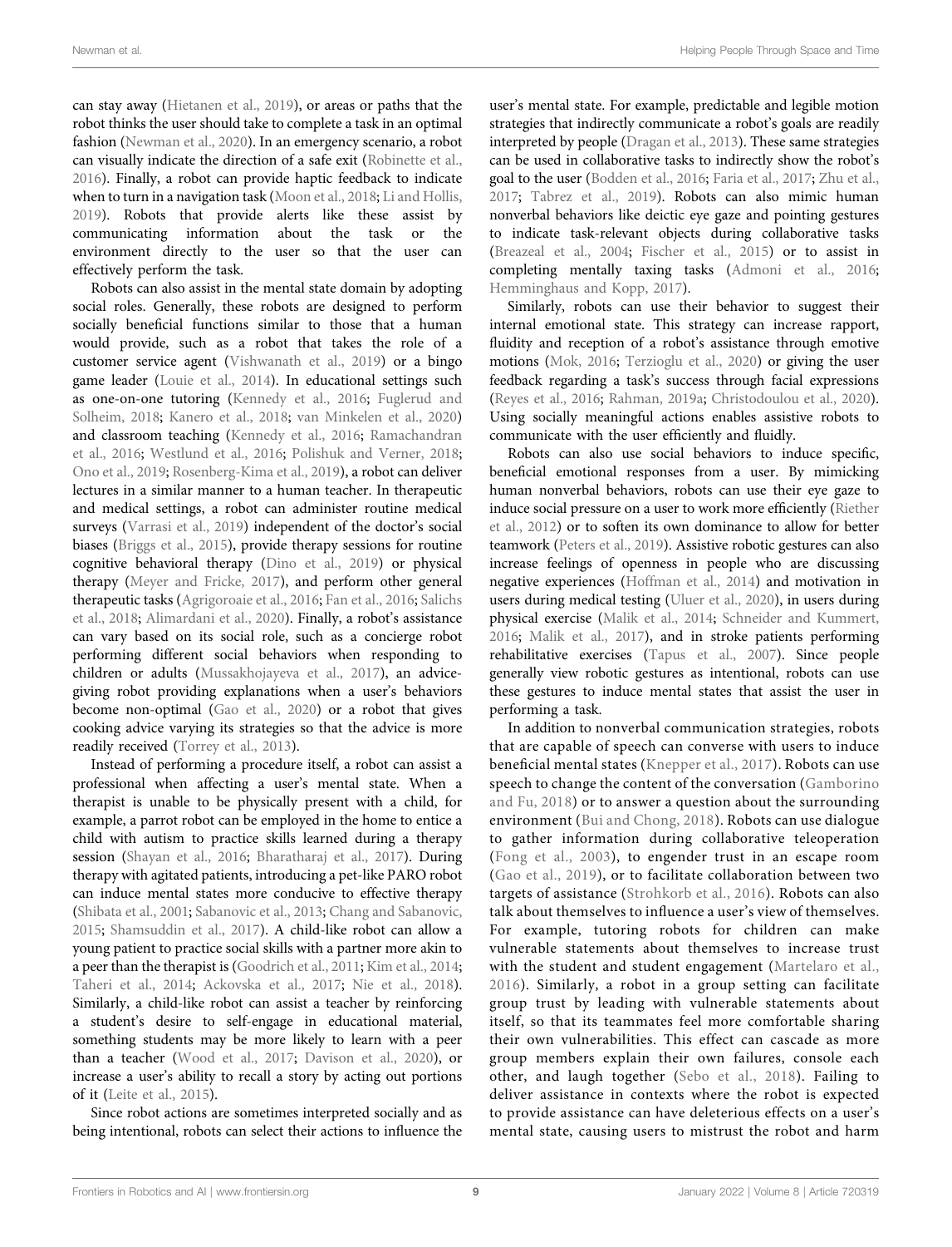can stay away (Hietanen et al., 2019), or areas or paths that the robot thinks the user should take to complete a task in an optimal fashion (Newman et al., 2020). In an emergency scenario, a robot can visually indicate the direction of a safe exit (Robinette et al., 2016). Finally, a robot can provide haptic feedback to indicate when to turn in a navigation task (Moon et al., 2018; Li and Hollis, 2019). Robots that provide alerts like these assist by communicating information about the task or the environment directly to the user so that the user can effectively perform the task.

Robots can also assist in the mental state domain by adopting social roles. Generally, these robots are designed to perform socially beneficial functions similar to those that a human would provide, such as a robot that takes the role of a customer service agent (Vishwanath et al., 2019) or a bingo game leader (Louie et al., 2014). In educational settings such as one-on-one tutoring (Kennedy et al., 2016; Fuglerud and Solheim, 2018; Kanero et al., 2018; van Minkelen et al., 2020) and classroom teaching (Kennedy et al., 2016; Ramachandran et al., 2016; Westlund et al., 2016; Polishuk and Verner, 2018; Ono et al., 2019; Rosenberg-Kima et al., 2019), a robot can deliver lectures in a similar manner to a human teacher. In therapeutic and medical settings, a robot can administer routine medical surveys (Varrasi et al., 2019) independent of the doctor's social biases (Briggs et al., 2015), provide therapy sessions for routine cognitive behavioral therapy (Dino et al., 2019) or physical therapy (Meyer and Fricke, 2017), and perform other general therapeutic tasks (Agrigoroaie et al., 2016; Fan et al., 2016; Salichs et al., 2018; Alimardani et al., 2020). Finally, a robot's assistance can vary based on its social role, such as a concierge robot performing different social behaviors when responding to children or adults (Mussakhojayeva et al., 2017), an advice-giving robot providing explanations when a user's behaviors become non-optimal (Gao et al., 2020) or a robot that gives cooking advice varying its strategies so that the advice is more readily received (Torrey et al., 2013).

Instead of performing a procedure itself, a robot can assist a professional when affecting a user's mental state. When a therapist is unable to be physically present with a child, for example, a parrot robot can be employed in the home to entice a child with autism to practice skills learned during a therapy session (Shayan et al., 2016; Bharatharaj et al., 2017). During therapy with agitated patients, introducing a pet-like PARO robot can induce mental states more conducive to effective therapy (Shibata et al., 2001; Sabanovic et al., 2013; Chang and Sabanovic, 2015; Shamsuddin et al., 2017). A child-like robot can allow a young patient to practice social skills with a partner more akin to a peer than the therapist is (Goodrich et al., 2011; Kim et al., 2014; Taheri et al., 2014; Ackovska et al., 2017; Nie et al., 2018). Similarly, a child-like robot can assist a teacher by reinforcing a student's desire to self-engage in educational material, something students may be more likely to learn with a peer than a teacher (Wood et al., 2017; Davison et al., 2020), or increase a user's ability to recall a story by acting out portions of it (Leite et al., 2015).

Since robot actions are sometimes interpreted socially and as being intentional, robots can select their actions to influence the user's mental state. For example, predictable and legible motion strategies that indirectly communicate a robot's goals are readily interpreted by people (Dragan et al., 2013). These same strategies can be used in collaborative tasks to indirectly show the robot's goal to the user (Bodden et al., 2016; Faria et al., 2017; Zhu et al., 2017; Tabrez et al., 2019). Robots can also mimic human nonverbal behaviors like deictic eye gaze and pointing gestures to indicate task-relevant objects during collaborative tasks (Breazeal et al., 2004; Fischer et al., 2015) or to assist in completing mentally taxing tasks (Admoni et al., 2016; Hemminghaus and Kopp, 2017).

Similarly, robots can use their behavior to suggest their internal emotional state. This strategy can increase rapport, fluidity and reception of a robot's assistance through emotive motions (Mok, 2016; Terzioglu et al., 2020) or giving the user feedback regarding a task's success through facial expressions (Reyes et al., 2016; Rahman, 2019a; Christodoulou et al., 2020). Using socially meaningful actions enables assistive robots to communicate with the user efficiently and fluidly.

Robots can also use social behaviors to induce specific, beneficial emotional responses from a user. By mimicking human nonverbal behaviors, robots can use their eye gaze to induce social pressure on a user to work more efficiently (Riether et al., 2012) or to soften its own dominance to allow for better teamwork (Peters et al., 2019). Assistive robotic gestures can also increase feelings of openness in people who are discussing negative experiences (Hoffman et al., 2014) and motivation in users during medical testing (Uluer et al., 2020), in users during physical exercise (Malik et al., 2014; Schneider and Kummert, 2016; Malik et al., 2017), and in stroke patients performing rehabilitative exercises (Tapus et al., 2007). Since people generally view robotic gestures as intentional, robots can use these gestures to induce mental states that assist the user in performing a task.

In addition to nonverbal communication strategies, robots that are capable of speech can converse with users to induce beneficial mental states (Knepper et al., 2017). Robots can use speech to change the content of the conversation (Gamborino and Fu, 2018) or to answer a question about the surrounding environment (Bui and Chong, 2018). Robots can use dialogue to gather information during collaborative teleoperation (Fong et al., 2003), to engender trust in an escape room (Gao et al., 2019), or to facilitate collaboration between two targets of assistance (Strohkorb et al., 2016). Robots can also talk about themselves to influence a user's view of themselves. For example, tutoring robots for children can make vulnerable statements about themselves to increase trust with the student and student engagement (Martelaro et al., 2016). Similarly, a robot in a group setting can facilitate group trust by leading with vulnerable statements about itself, so that its teammates feel more comfortable sharing their own vulnerabilities. This effect can cascade as more group members explain their own failures, console each other, and laugh together (Sebo et al., 2018). Failing to deliver assistance in contexts where the robot is expected to provide assistance can have deleterious effects on a user's mental state, causing users to mistrust the robot and harm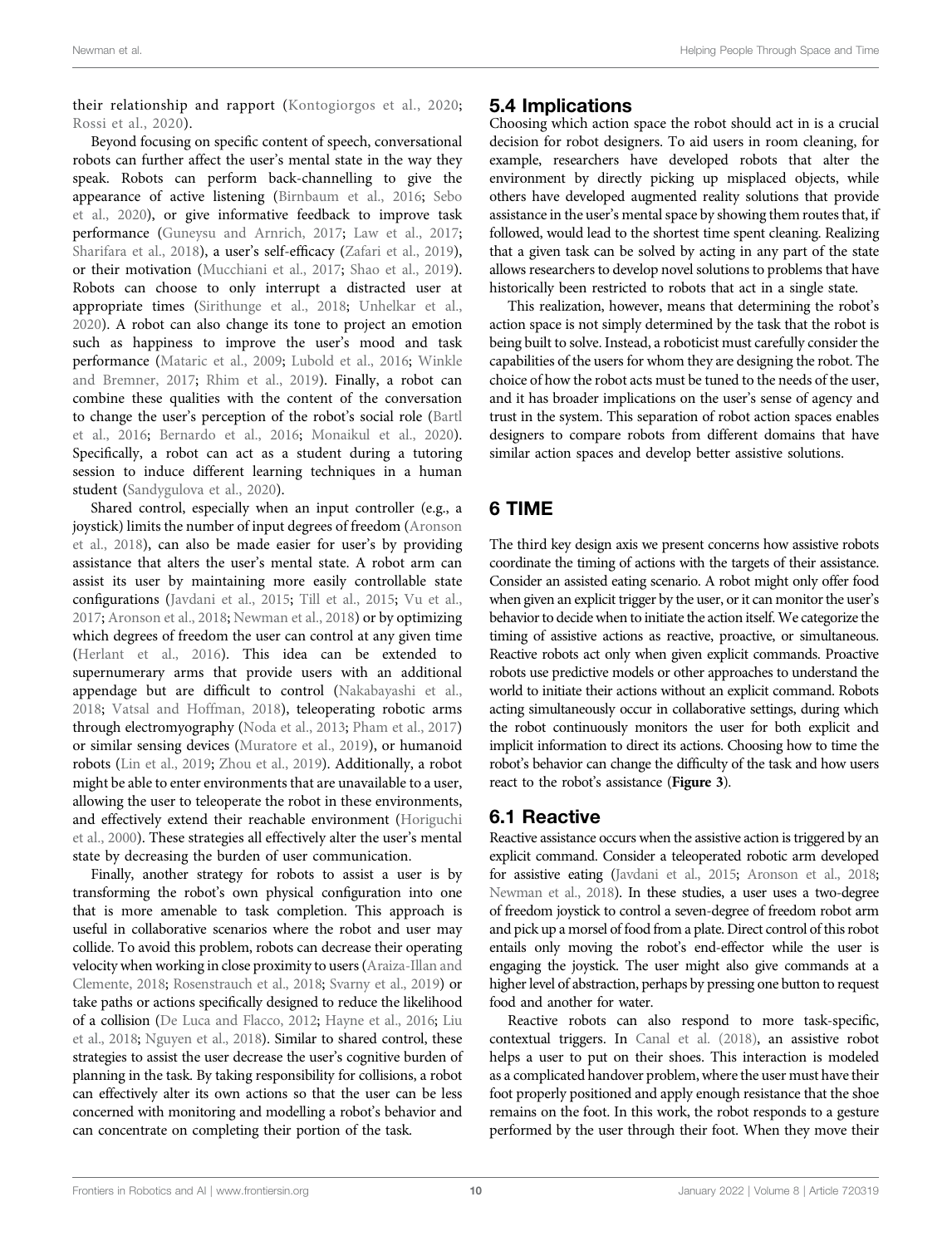their relationship and rapport (Kontogiorgos et al., 2020; Rossi et al., 2020).

Beyond focusing on specific content of speech, conversational robots can further affect the user's mental state in the way they speak. Robots can perform back-channelling to give the appearance of active listening (Birnbaum et al., 2016; Sebo et al., 2020), or give informative feedback to improve task performance (Guneysu and Arnrich, 2017; Law et al., 2017; Sharifara et al., 2018), a user's self-efficacy (Zafari et al., 2019), or their motivation (Mucchiani et al., 2017; Shao et al., 2019). Robots can choose to only interrupt a distracted user at appropriate times (Sirithunge et al., 2018; Unhelkar et al., 2020). A robot can also change its tone to project an emotion such as happiness to improve the user's mood and task performance (Mataric et al., 2009; Lubold et al., 2016; Winkle and Bremner, 2017; Rhim et al., 2019). Finally, a robot can combine these qualities with the content of the conversation to change the user's perception of the robot's social role (Bartl et al., 2016; Bernardo et al., 2016; Monaikul et al., 2020). Specifically, a robot can act as a student during a tutoring session to induce different learning techniques in a human student (Sandygulova et al., 2020).

Shared control, especially when an input controller (e.g., a joystick) limits the number of input degrees of freedom (Aronson et al., 2018), can also be made easier for user's by providing assistance that alters the user's mental state. A robot arm can assist its user by maintaining more easily controllable state configurations (Javdani et al., 2015; Till et al., 2015; Vu et al., 2017; Aronson et al., 2018; Newman et al., 2018) or by optimizing which degrees of freedom the user can control at any given time (Herlant et al., 2016). This idea can be extended to supernumerary arms that provide users with an additional appendage but are difficult to control (Nakabayashi et al., 2018; Vatsal and Hoffman, 2018), teleoperating robotic arms through electromyography (Noda et al., 2013; Pham et al., 2017) or similar sensing devices (Muratore et al., 2019), or humanoid robots (Lin et al., 2019; Zhou et al., 2019). Additionally, a robot might be able to enter environments that are unavailable to a user, allowing the user to teleoperate the robot in these environments, and effectively extend their reachable environment (Horiguchi et al., 2000). These strategies all effectively alter the user's mental state by decreasing the burden of user communication.

Finally, another strategy for robots to assist a user is by transforming the robot's own physical configuration into one that is more amenable to task completion. This approach is useful in collaborative scenarios where the robot and user may collide. To avoid this problem, robots can decrease their operating velocity when working in close proximity to users (Araiza-Illan and Clemente, 2018; Rosenstrauch et al., 2018; Svarny et al., 2019) or take paths or actions specifically designed to reduce the likelihood of a collision (De Luca and Flacco, 2012; Hayne et al., 2016; Liu et al., 2018; Nguyen et al., 2018). Similar to shared control, these strategies to assist the user decrease the user's cognitive burden of planning in the task. By taking responsibility for collisions, a robot can effectively alter its own actions so that the user can be less concerned with monitoring and modelling a robot's behavior and can concentrate on completing their portion of the task.

## 5.4 Implications

Choosing which action space the robot should act in is a crucial decision for robot designers. To aid users in room cleaning, for example, researchers have developed robots that alter the environment by directly picking up misplaced objects, while others have developed augmented reality solutions that provide assistance in the user's mental space by showing them routes that, if followed, would lead to the shortest time spent cleaning. Realizing that a given task can be solved by acting in any part of the state allows researchers to develop novel solutions to problems that have historically been restricted to robots that act in a single state.

This realization, however, means that determining the robot's action space is not simply determined by the task that the robot is being built to solve. Instead, a roboticist must carefully consider the capabilities of the users for whom they are designing the robot. The choice of how the robot acts must be tuned to the needs of the user, and it has broader implications on the user's sense of agency and trust in the system. This separation of robot action spaces enables designers to compare robots from different domains that have similar action spaces and develop better assistive solutions.

# 6 TIME

The third key design axis we present concerns how assistive robots coordinate the timing of actions with the targets of their assistance. Consider an assisted eating scenario. A robot might only offer food when given an explicit trigger by the user, or it can monitor the user's behavior to decide when to initiate the action itself. We categorize the timing of assistive actions as reactive, proactive, or simultaneous. Reactive robots act only when given explicit commands. Proactive robots use predictive models or other approaches to understand the world to initiate their actions without an explicit command. Robots acting simultaneously occur in collaborative settings, during which the robot continuously monitors the user for both explicit and implicit information to direct its actions. Choosing how to time the robot's behavior can change the difficulty of the task and how users react to the robot's assistance (**Figure 3**).

## 6.1 Reactive

Reactive assistance occurs when the assistive action is triggered by an explicit command. Consider a teleoperated robotic arm developed for assistive eating (Javdani et al., 2015; Aronson et al., 2018; Newman et al., 2018). In these studies, a user uses a two-degree of freedom joystick to control a seven-degree of freedom robot arm and pick up a morsel of food from a plate. Direct control of this robot entails only moving the robot's end-effector while the user is engaging the joystick. The user might also give commands at a higher level of abstraction, perhaps by pressing one button to request food and another for water.

Reactive robots can also respond to more task-specific, contextual triggers. In Canal et al. (2018), an assistive robot helps a user to put on their shoes. This interaction is modeled as a complicated handover problem, where the user must have their foot properly positioned and apply enough resistance that the shoe remains on the foot. In this work, the robot responds to a gesture performed by the user through their foot. When they move their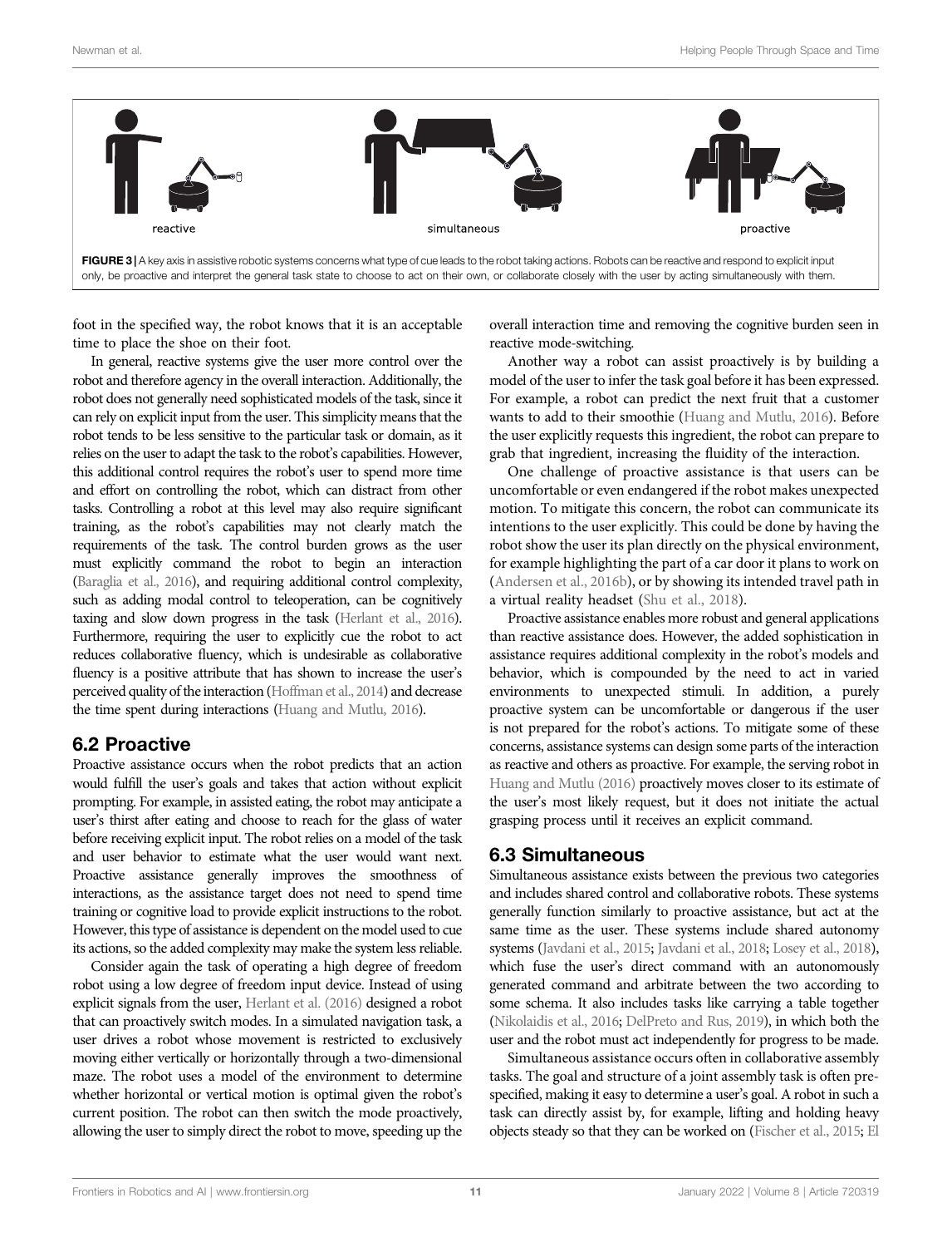reactive

simultaneous

proactive

**FIGURE 3** | A key axis in assistive robotic systems concerns what type of cue leads to the robot taking actions. Robots can be reactive and respond to explicit input only, be proactive and interpret the general task state to choose to act on their own, or collaborate closely with the user by acting simultaneously with them.

foot in the specified way, the robot knows that it is an acceptable time to place the shoe on their foot.

In general, reactive systems give the user more control over the robot and therefore agency in the overall interaction. Additionally, the robot does not generally need sophisticated models of the task, since it can rely on explicit input from the user. This simplicity means that the robot tends to be less sensitive to the particular task or domain, as it relies on the user to adapt the task to the robot's capabilities. However, this additional control requires the robot's user to spend more time and effort on controlling the robot, which can distract from other tasks. Controlling a robot at this level may also require significant training, as the robot's capabilities may not clearly match the requirements of the task. The control burden grows as the user must explicitly command the robot to begin an interaction (Baraglia et al., 2016), and requiring additional control complexity, such as adding modal control to teleoperation, can be cognitively taxing and slow down progress in the task (Herlant et al., 2016). Furthermore, requiring the user to explicitly cue the robot to act reduces collaborative fluency, which is undesirable as collaborative fluency is a positive attribute that has shown to increase the user's perceived quality of the interaction (Hoffman et al., 2014) and decrease the time spent during interactions (Huang and Mutlu, 2016).

## 6.2 Proactive

Proactive assistance occurs when the robot predicts that an action would fulfill the user's goals and takes that action without explicit prompting. For example, in assisted eating, the robot may anticipate a user's thirst after eating and choose to reach for the glass of water before receiving explicit input. The robot relies on a model of the task and user behavior to estimate what the user would want next. Proactive assistance generally improves the smoothness of interactions, as the assistance target does not need to spend time training or cognitive load to provide explicit instructions to the robot. However, this type of assistance is dependent on the model used to cue its actions, so the added complexity may make the system less reliable.

Consider again the task of operating a high degree of freedom robot using a low degree of freedom input device. Instead of using explicit signals from the user, Herlant et al. (2016) designed a robot that can proactively switch modes. In a simulated navigation task, a user drives a robot whose movement is restricted to exclusively moving either vertically or horizontally through a two-dimensional maze. The robot uses a model of the environment to determine whether horizontal or vertical motion is optimal given the robot's current position. The robot can then switch the mode proactively, allowing the user to simply direct the robot to move, speeding up the overall interaction time and removing the cognitive burden seen in reactive mode-switching.

Another way a robot can assist proactively is by building a model of the user to infer the task goal before it has been expressed. For example, a robot can predict the next fruit that a customer wants to add to their smoothie (Huang and Mutlu, 2016). Before the user explicitly requests this ingredient, the robot can prepare to grab that ingredient, increasing the fluidity of the interaction.

One challenge of proactive assistance is that users can be uncomfortable or even endangered if the robot makes unexpected motion. To mitigate this concern, the robot can communicate its intentions to the user explicitly. This could be done by having the robot show the user its plan directly on the physical environment, for example highlighting the part of a car door it plans to work on (Andersen et al., 2016b), or by showing its intended travel path in a virtual reality headset (Shu et al., 2018).

Proactive assistance enables more robust and general applications than reactive assistance does. However, the added sophistication in assistance requires additional complexity in the robot's models and behavior, which is compounded by the need to act in varied environments to unexpected stimuli. In addition, a purely proactive system can be uncomfortable or dangerous if the user is not prepared for the robot's actions. To mitigate some of these concerns, assistance systems can design some parts of the interaction as reactive and others as proactive. For example, the serving robot in Huang and Mutlu (2016) proactively moves closer to its estimate of the user's most likely request, but it does not initiate the actual grasping process until it receives an explicit command.

## 6.3 Simultaneous

Simultaneous assistance exists between the previous two categories and includes shared control and collaborative robots. These systems generally function similarly to proactive assistance, but act at the same time as the user. These systems include shared autonomy systems (Javdani et al., 2015; Javdani et al., 2018; Losey et al., 2018), which fuse the user's direct command with an autonomously generated command and arbitrate between the two according to some schema. It also includes tasks like carrying a table together (Nikolaidis et al., 2016; DelPreto and Rus, 2019), in which both the user and the robot must act independently for progress to be made.

Simultaneous assistance occurs often in collaborative assembly tasks. The goal and structure of a joint assembly task is often pre-specified, making it easy to determine a user's goal. A robot in such a task can directly assist by, for example, lifting and holding heavy objects steady so that they can be worked on (Fischer et al., 2015; El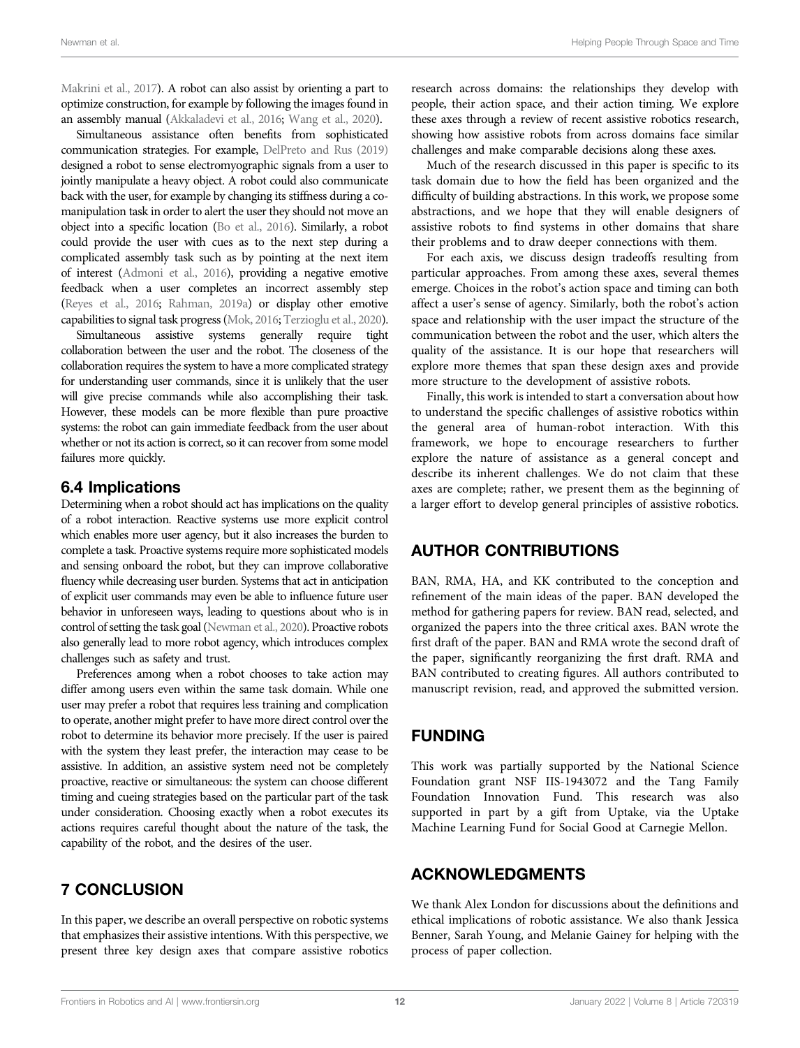Makrini et al., 2017). A robot can also assist by orienting a part to optimize construction, for example by following the images found in an assembly manual (Akkaladevi et al., 2016; Wang et al., 2020).

Simultaneous assistance often benefits from sophisticated communication strategies. For example, DelPreto and Rus (2019) designed a robot to sense electromyographic signals from a user to jointly manipulate a heavy object. A robot could also communicate back with the user, for example by changing its stiffness during a co-manipulation task in order to alert the user they should not move an object into a specific location (Bo et al., 2016). Similarly, a robot could provide the user with cues as to the next step during a complicated assembly task such as by pointing at the next item of interest (Admoni et al., 2016), providing a negative emotive feedback when a user completes an incorrect assembly step (Reyes et al., 2016; Rahman, 2019a) or display other emotive capabilities to signal task progress (Mok, 2016; Terzioglu et al., 2020).

Simultaneous assistive systems generally require tight collaboration between the user and the robot. The closeness of the collaboration requires the system to have a more complicated strategy for understanding user commands, since it is unlikely that the user will give precise commands while also accomplishing their task. However, these models can be more flexible than pure proactive systems: the robot can gain immediate feedback from the user about whether or not its action is correct, so it can recover from some model failures more quickly.

### 6.4 Implications

Determining when a robot should act has implications on the quality of a robot interaction. Reactive systems use more explicit control which enables more user agency, but it also increases the burden to complete a task. Proactive systems require more sophisticated models and sensing onboard the robot, but they can improve collaborative fluency while decreasing user burden. Systems that act in anticipation of explicit user commands may even be able to influence future user behavior in unforeseen ways, leading to questions about who is in control of setting the task goal (Newman et al., 2020). Proactive robots also generally lead to more robot agency, which introduces complex challenges such as safety and trust.

Preferences among when a robot chooses to take action may differ among users even within the same task domain. While one user may prefer a robot that requires less training and complication to operate, another might prefer to have more direct control over the robot to determine its behavior more precisely. If the user is paired with the system they least prefer, the interaction may cease to be assistive. In addition, an assistive system need not be completely proactive, reactive or simultaneous: the system can choose different timing and cueing strategies based on the particular part of the task under consideration. Choosing exactly when a robot executes its actions requires careful thought about the nature of the task, the capability of the robot, and the desires of the user.

## 7 CONCLUSION

In this paper, we describe an overall perspective on robotic systems that emphasizes their assistive intentions. With this perspective, we present three key design axes that compare assistive robotics research across domains: the relationships they develop with people, their action space, and their action timing. We explore these axes through a review of recent assistive robotics research, showing how assistive robots from across domains face similar challenges and make comparable decisions along these axes.

Much of the research discussed in this paper is specific to its task domain due to how the field has been organized and the difficulty of building abstractions. In this work, we propose some abstractions, and we hope that they will enable designers of assistive robots to find systems in other domains that share their problems and to draw deeper connections with them.

For each axis, we discuss design tradeoffs resulting from particular approaches. From among these axes, several themes emerge. Choices in the robot's action space and timing can both affect a user's sense of agency. Similarly, both the robot's action space and relationship with the user impact the structure of the communication between the robot and the user, which alters the quality of the assistance. It is our hope that researchers will explore more themes that span these design axes and provide more structure to the development of assistive robots.

Finally, this work is intended to start a conversation about how to understand the specific challenges of assistive robotics within the general area of human-robot interaction. With this framework, we hope to encourage researchers to further explore the nature of assistance as a general concept and describe its inherent challenges. We do not claim that these axes are complete; rather, we present them as the beginning of a larger effort to develop general principles of assistive robotics.

## AUTHOR CONTRIBUTIONS

BAN, RMA, HA, and KK contributed to the conception and refinement of the main ideas of the paper. BAN developed the method for gathering papers for review. BAN read, selected, and organized the papers into the three critical axes. BAN wrote the first draft of the paper. BAN and RMA wrote the second draft of the paper, significantly reorganizing the first draft. RMA and BAN contributed to creating figures. All authors contributed to manuscript revision, read, and approved the submitted version.

## FUNDING

This work was partially supported by the National Science Foundation grant NSF IIS-1943072 and the Tang Family Foundation Innovation Fund. This research was also supported in part by a gift from Uptake, via the Uptake Machine Learning Fund for Social Good at Carnegie Mellon.

## ACKNOWLEDGMENTS

We thank Alex London for discussions about the definitions and ethical implications of robotic assistance. We also thank Jessica Benner, Sarah Young, and Melanie Gainey for helping with the process of paper collection.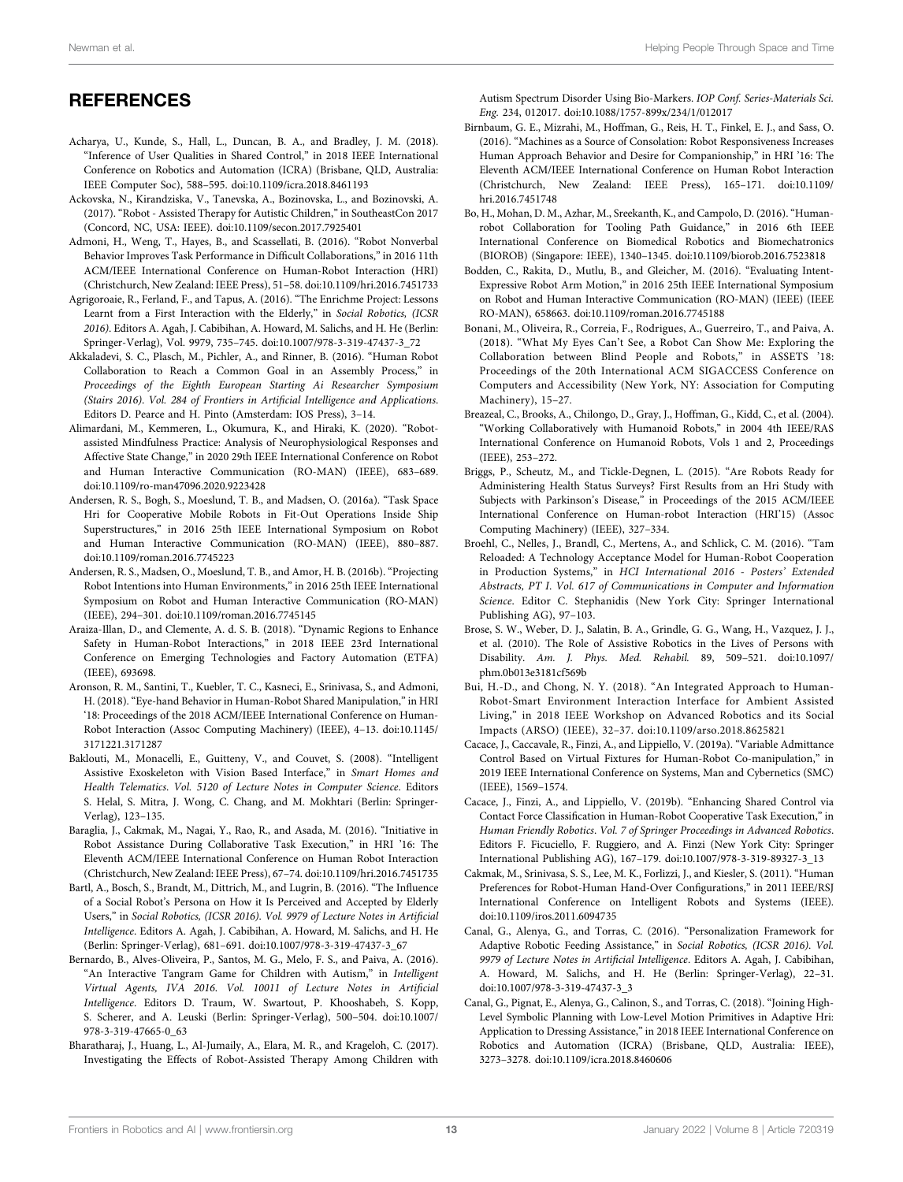## REFERENCES

Acharya, U., Kunde, S., Hall, L., Duncan, B. A., and Bradley, J. M. (2018). "Inference of User Qualities in Shared Control," in 2018 IEEE International Conference on Robotics and Automation (ICRA) (Brisbane, QLD, Australia: IEEE Computer Soc), 588–595. doi:10.1109/icra.2018.8461193

Ackovska, N., Kirandziska, V., Tanevska, A., Bozinovska, L., and Bozinovski, A. (2017). "Robot - Assisted Therapy for Autistic Children," in SoutheastCon 2017 (Concord, NC, USA: IEEE). doi:10.1109/secon.2017.7925401

Admoni, H., Weng, T., Hayes, B., and Scassellati, B. (2016). "Robot Nonverbal Behavior Improves Task Performance in Difficult Collaborations," in 2016 11th ACM/IEEE International Conference on Human-Robot Interaction (HRI) (Christchurch, New Zealand: IEEE Press), 51–58. doi:10.1109/hri.2016.7451733

Agrigoroaie, R., Ferland, F., and Tapus, A. (2016). "The Enrichme Project: Lessons Learnt from a First Interaction with the Elderly," in *Social Robotics, (ICSR 2016)*. Editors A. Agah, J. Cabibihan, A. Howard, M. Salichs, and H. He (Berlin: Springer-Verlag), Vol. 9979, 735–745. doi:10.1007/978-3-319-47437-3_72

Akkaladevi, S. C., Plasch, M., Pichler, A., and Rinner, B. (2016). "Human Robot Collaboration to Reach a Common Goal in an Assembly Process," in *Proceedings of the Eighth European Starting Ai Researcher Symposium (Stairs 2016). Vol. 284 of Frontiers in Artificial Intelligence and Applications*. Editors D. Pearce and H. Pinto (Amsterdam: IOS Press), 3–14.

Alimardani, M., Kemmeren, L., Okumura, K., and Hiraki, K. (2020). "Robot-assisted Mindfulness Practice: Analysis of Neurophysiological Responses and Affective State Change," in 2020 29th IEEE International Conference on Robot and Human Interactive Communication (RO-MAN) (IEEE), 683–689. doi:10.1109/ro-man47096.2020.9223428

Andersen, R. S., Bogh, S., Moeslund, T. B., and Madsen, O. (2016a). "Task Space Hri for Cooperative Mobile Robots in Fit-Out Operations Inside Ship Superstructures," in 2016 25th IEEE International Symposium on Robot and Human Interactive Communication (RO-MAN) (IEEE), 880–887. doi:10.1109/roman.2016.7745223

Andersen, R. S., Madsen, O., Moeslund, T. B., and Amor, H. B. (2016b). "Projecting Robot Intentions into Human Environments," in 2016 25th IEEE International Symposium on Robot and Human Interactive Communication (RO-MAN) (IEEE), 294–301. doi:10.1109/roman.2016.7745145

Araiza-Illan, D., and Clemente, A. d. S. B. (2018). "Dynamic Regions to Enhance Safety in Human-Robot Interactions," in 2018 IEEE 23rd International Conference on Emerging Technologies and Factory Automation (ETFA) (IEEE), 693698.

Aronson, R. M., Santini, T., Kuebler, T. C., Kasneci, E., Srinivasa, S., and Admoni, H. (2018). "Eye-hand Behavior in Human-Robot Shared Manipulation," in HRI '18: Proceedings of the 2018 ACM/IEEE International Conference on Human-Robot Interaction (Assoc Computing Machinery) (IEEE), 4–13. doi:10.1145/3171221.3171287

Baklouti, M., Monacelli, E., Guitteny, V., and Couvet, S. (2008). "Intelligent Assistive Exoskeleton with Vision Based Interface," in *Smart Homes and Health Telematics. Vol. 5120 of Lecture Notes in Computer Science*. Editors S. Helal, S. Mitra, J. Wong, C. Chang, and M. Mokhtari (Berlin: Springer-Verlag), 123–135.

Baraglia, J., Cakmak, M., Nagai, Y., Rao, R., and Asada, M. (2016). "Initiative in Robot Assistance During Collaborative Task Execution," in HRI '16: The Eleventh ACM/IEEE International Conference on Human Robot Interaction (Christchurch, New Zealand: IEEE Press), 67–74. doi:10.1109/hri.2016.7451735

Bartl, A., Bosch, S., Brandt, M., Dittrich, M., and Lugrin, B. (2016). "The Influence of a Social Robot's Persona on How it Is Perceived and Accepted by Elderly Users," in *Social Robotics, (ICSR 2016). Vol. 9979 of Lecture Notes in Artificial Intelligence*. Editors A. Agah, J. Cabibihan, A. Howard, M. Salichs, and H. He (Berlin: Springer-Verlag), 681–691. doi:10.1007/978-3-319-47437-3_67

Bernardo, B., Alves-Oliveira, P., Santos, M. G., Melo, F. S., and Paiva, A. (2016). "An Interactive Tangram Game for Children with Autism," in *Intelligent Virtual Agents, IVA 2016. Vol. 10011 of Lecture Notes in Artificial Intelligence*. Editors D. Traum, W. Swartout, P. Khooshabeh, S. Kopp, S. Scherer, and A. Leuski (Berlin: Springer-Verlag), 500–504. doi:10.1007/978-3-319-47665-0_63

Bharatharaj, J., Huang, L., Al-Jumaily, A., Elara, M. R., and Krageloh, C. (2017). Investigating the Effects of Robot-Assisted Therapy Among Children with Autism Spectrum Disorder Using Bio-Markers. *IOP Conf. Series-Materials Sci. Eng.* 234, 012017. doi:10.1088/1757-899x/234/1/012017

Birnbaum, G. E., Mizrahi, M., Hoffman, G., Reis, H. T., Finkel, E. J., and Sass, O. (2016). "Machines as a Source of Consolation: Robot Responsiveness Increases Human Approach Behavior and Desire for Companionship," in HRI '16: The Eleventh ACM/IEEE International Conference on Human Robot Interaction (Christchurch, New Zealand: IEEE Press), 165–171. doi:10.1109/hri.2016.7451748

Bo, H., Mohan, D. M., Azhar, M., Sreekanth, K., and Campolo, D. (2016). "Human-robot Collaboration for Tooling Path Guidance," in 2016 6th IEEE International Conference on Biomedical Robotics and Biomechatronics (BIOROB) (Singapore: IEEE), 1340–1345. doi:10.1109/biorob.2016.7523818

Bodden, C., Rakita, D., Mutlu, B., and Gleicher, M. (2016). "Evaluating Intent-Expressive Robot Arm Motion," in 2016 25th IEEE International Symposium on Robot and Human Interactive Communication (RO-MAN) (IEEE) (IEEE RO-MAN), 658663. doi:10.1109/roman.2016.7745188

Bonani, M., Oliveira, R., Correia, F., Rodrigues, A., Guerreiro, T., and Paiva, A. (2018). "What My Eyes Can't See, a Robot Can Show Me: Exploring the Collaboration between Blind People and Robots," in ASSETS '18: Proceedings of the 20th International ACM SIGACCESS Conference on Computers and Accessibility (New York, NY: Association for Computing Machinery), 15–27.

Breazeal, C., Brooks, A., Chilongo, D., Gray, J., Hoffman, G., Kidd, C., et al. (2004). "Working Collaboratively with Humanoid Robots," in 2004 4th IEEE/RAS International Conference on Humanoid Robots, Vols 1 and 2, Proceedings (IEEE), 253–272.

Briggs, P., Scheutz, M., and Tickle-Degnen, L. (2015). "Are Robots Ready for Administering Health Status Surveys? First Results from an Hri Study with Subjects with Parkinson's Disease," in Proceedings of the 2015 ACM/IEEE International Conference on Human-robot Interaction (HRI'15) (Assoc Computing Machinery) (IEEE), 327–334.

Broehl, C., Nelles, J., Brandl, C., Mertens, A., and Schlick, C. M. (2016). "Tam Reloaded: A Technology Acceptance Model for Human-Robot Cooperation in Production Systems," in *HCI International 2016 - Posters' Extended Abstracts, PT I. Vol. 617 of Communications in Computer and Information Science*. Editor C. Stephanidis (New York City: Springer International Publishing AG), 97–103.

Brose, S. W., Weber, D. J., Salatin, B. A., Grindle, G. G., Wang, H., Vazquez, J. J., et al. (2010). The Role of Assistive Robotics in the Lives of Persons with Disability. *Am. J. Phys. Med. Rehabil.* 89, 509–521. doi:10.1097/phm.0b013e3181cf569b

Bui, H.-D., and Chong, N. Y. (2018). "An Integrated Approach to Human-Robot-Smart Environment Interaction Interface for Ambient Assisted Living," in 2018 IEEE Workshop on Advanced Robotics and its Social Impacts (ARSO) (IEEE), 32–37. doi:10.1109/arso.2018.8625821

Cacace, J., Caccavale, R., Finzi, A., and Lippiello, V. (2019a). "Variable Admittance Control Based on Virtual Fixtures for Human-Robot Co-manipulation," in 2019 IEEE International Conference on Systems, Man and Cybernetics (SMC) (IEEE), 1569–1574.

Cacace, J., Finzi, A., and Lippiello, V. (2019b). "Enhancing Shared Control via Contact Force Classification in Human-Robot Cooperative Task Execution," in *Human Friendly Robotics. Vol. 7 of Springer Proceedings in Advanced Robotics*. Editors F. Ficuciello, F. Ruggiero, and A. Finzi (New York City: Springer International Publishing AG), 167–179. doi:10.1007/978-3-319-89327-3_13

Cakmak, M., Srinivasa, S. S., Lee, M. K., Forlizzi, J., and Kiesler, S. (2011). "Human Preferences for Robot-Human Hand-Over Configurations," in 2011 IEEE/RSJ International Conference on Intelligent Robots and Systems (IEEE). doi:10.1109/iros.2011.6094735

Canal, G., Alenya, G., and Torras, C. (2016). "Personalization Framework for Adaptive Robotic Feeding Assistance," in *Social Robotics, (ICSR 2016). Vol. 9979 of Lecture Notes in Artificial Intelligence*. Editors A. Agah, J. Cabibihan, A. Howard, M. Salichs, and H. He (Berlin: Springer-Verlag), 22–31. doi:10.1007/978-3-319-47437-3_3

Canal, G., Pignat, E., Alenya, G., Calinon, S., and Torras, C. (2018). "Joining High-Level Symbolic Planning with Low-Level Motion Primitives in Adaptive Hri: Application to Dressing Assistance," in 2018 IEEE International Conference on Robotics and Automation (ICRA) (Brisbane, QLD, Australia: IEEE), 3273–3278. doi:10.1109/icra.2018.8460606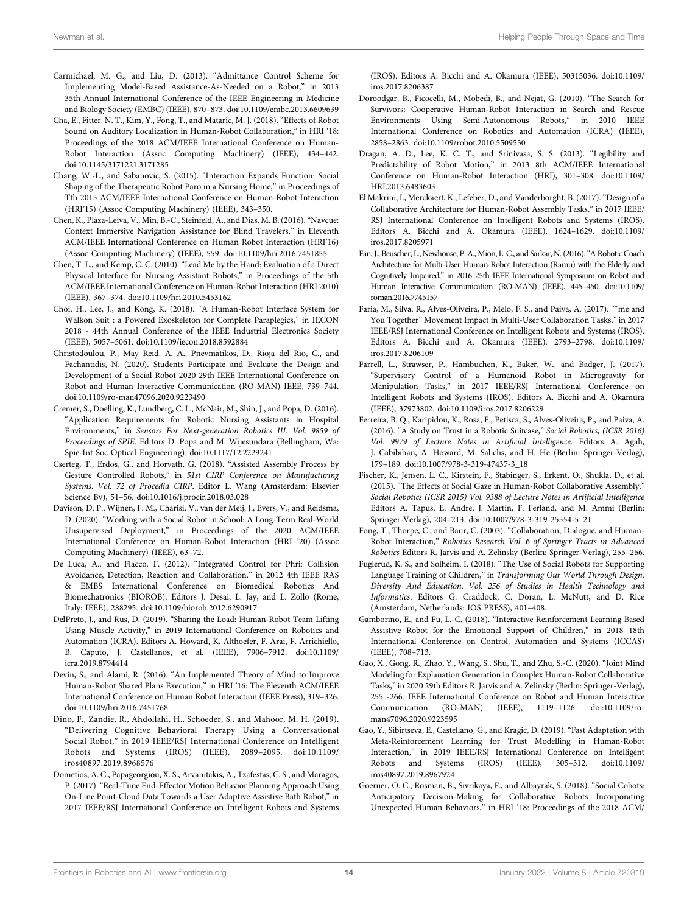Carmichael, M. G., and Liu, D. (2013). "Admittance Control Scheme for Implementing Model-Based Assistance-As-Needed on a Robot," in 2013 35th Annual International Conference of the IEEE Engineering in Medicine and Biology Society (EMBC) (IEEE), 870–873. doi:10.1109/embc.2013.6609639

Cha, E., Fitter, N. T., Kim, Y., Fong, T., and Mataric, M. J. (2018). "Effects of Robot Sound on Auditory Localization in Human-Robot Collaboration," in HRI '18: Proceedings of the 2018 ACM/IEEE International Conference on Human-Robot Interaction (Assoc Computing Machinery) (IEEE), 434–442. doi:10.1145/3171221.3171285

Chang, W.-L., and Sabanovic, S. (2015). "Interaction Expands Function: Social Shaping of the Therapeutic Robot Paro in a Nursing Home," in Proceedings of Tth 2015 ACM/IEEE International Conference on Human-Robot Interaction (HRI'15) (Assoc Computing Machinery) (IEEE), 343–350.

Chen, K., Plaza-Leiva, V., Min, B.-C., Steinfeld, A., and Dias, M. B. (2016). "Navcue: Context Immersive Navigation Assistance for Blind Travelers," in Eleventh ACM/IEEE International Conference on Human Robot Interaction (HRI'16) (Assoc Computing Machinery) (IEEE), 559. doi:10.1109/hri.2016.7451855

Chen, T. L., and Kemp, C. C. (2010). "Lead Me by the Hand: Evaluation of a Direct Physical Interface for Nursing Assistant Robots," in Proceedings of the 5th ACM/IEEE International Conference on Human-Robot Interaction (HRI 2010) (IEEE), 367–374. doi:10.1109/hri.2010.5453162

Choi, H., Lee, J., and Kong, K. (2018). "A Human-Robot Interface System for Walkon Suit : a Powered Exoskeleton for Complete Paraplegics," in IECON 2018 - 44th Annual Conference of the IEEE Industrial Electronics Society (IEEE), 5057–5061. doi:10.1109/iecon.2018.8592884

Christodoulou, P., May Reid, A. A., Pnevmatikos, D., Rioja del Rio, C., and Fachantidis, N. (2020). Students Participate and Evaluate the Design and Development of a Social Robot 2020 29th IEEE International Conference on Robot and Human Interactive Communication (RO-MAN) IEEE, 739–744. doi:10.1109/ro-man47096.2020.9223490

Cremer, S., Doelling, K., Lundberg, C. L., McNair, M., Shin, J., and Popa, D. (2016). "Application Requirements for Robotic Nursing Assistants in Hospital Environments," in *Sensors For Next-generation Robotics III. Vol. 9859 of Proceedings of SPIE*. Editors D. Popa and M. Wijesundara (Bellingham, Wa: Spie-Int Soc Optical Engineering). doi:10.1117/12.2229241

Cserteg, T., Erdos, G., and Horvath, G. (2018). "Assisted Assembly Process by Gesture Controlled Robots," in *51st CIRP Conference on Manufacturing Systems. Vol. 72 of Procedia CIRP*. Editor L. Wang (Amsterdam: Elsevier Science Bv), 51–56. doi:10.1016/j.procir.2018.03.028

Davison, D. P., Wijnen, F. M., Charisi, V., van der Meij, J., Evers, V., and Reidsma, D. (2020). "Working with a Social Robot in School: A Long-Term Real-World Unsupervised Deployment," in Proceedings of the 2020 ACM/IEEE International Conference on Human-Robot Interaction (HRI '20) (Assoc Computing Machinery) (IEEE), 63–72.

De Luca, A., and Flacco, F. (2012). "Integrated Control for Phri: Collision Avoidance, Detection, Reaction and Collaboration," in 2012 4th IEEE RAS & EMBS International Conference on Biomedical Robotics And Biomechatronics (BIOROB). Editors J. Desai, L. Jay, and L. Zollo (Rome, Italy: IEEE), 288295. doi:10.1109/biorob.2012.6290917

DelPreto, J., and Rus, D. (2019). "Sharing the Load: Human-Robot Team Lifting Using Muscle Activity," in 2019 International Conference on Robotics and Automation (ICRA). Editors A. Howard, K. Althoefer, F. Arai, F. Arrichiello, B. Caputo, J. Castellanos, et al. (IEEE), 7906–7912. doi:10.1109/icra.2019.8794414

Devin, S., and Alami, R. (2016). "An Implemented Theory of Mind to Improve Human-Robot Shared Plans Execution," in HRI '16: The Eleventh ACM/IEEE International Conference on Human Robot Interaction (IEEE Press), 319–326. doi:10.1109/hri.2016.7451768

Dino, F., Zandie, R., Abdollahi, H., Schoeder, S., and Mahoor, M. H. (2019). "Delivering Cognitive Behavioral Therapy Using a Conversational Social Robot," in 2019 IEEE/RSJ International Conference on Intelligent Robots and Systems (IROS) (IEEE), 2089–2095. doi:10.1109/iros40897.2019.8968576

Dometios, A. C., Papageorgiou, X. S., Arvanitakis, A., Tzafestas, C. S., and Maragos, P. (2017). "Real-Time End-Effector Motion Behavior Planning Approach Using On-Line Point-Cloud Data Towards a User Adaptive Assistive Bath Robot," in 2017 IEEE/RSJ International Conference on Intelligent Robots and Systems (IROS). Editors A. Bicchi and A. Okamura (IEEE), 50315036. doi:10.1109/iros.2017.8206387

Doroodgar, B., Ficocelli, M., Mobedi, B., and Nejat, G. (2010). "The Search for Survivors: Cooperative Human-Robot Interaction in Search and Rescue Environments Using Semi-Autonomous Robots," in 2010 IEEE International Conference on Robotics and Automation (ICRA) (IEEE), 2858–2863. doi:10.1109/robot.2010.5509530

Dragan, A. D., Lee, K. C. T., and Srinivasa, S. S. (2013). "Legibility and Predictability of Robot Motion," in 2013 8th ACM/IEEE International Conference on Human-Robot Interaction (HRI), 301–308. doi:10.1109/HRI.2013.6483603

El Makrini, I., Merckaert, K., Lefeber, D., and Vanderborght, B. (2017). "Design of a Collaborative Architecture for Human-Robot Assembly Tasks," in 2017 IEEE/RSJ International Conference on Intelligent Robots and Systems (IROS). Editors A. Bicchi and A. Okamura (IEEE), 1624–1629. doi:10.1109/iros.2017.8205971

Fan, J., Beuscher, L., Newhouse, P. A., Mion, L. C., and Sarkar, N. (2016). "A Robotic Coach Architecture for Multi-User Human-Robot Interaction (Ramu) with the Elderly and Cognitively Impaired," in 2016 25th IEEE International Symposium on Robot and Human Interactive Communication (RO-MAN) (IEEE), 445–450. doi:10.1109/roman.2016.7745157

Faria, M., Silva, R., Alves-Oliveira, P., Melo, F. S., and Paiva, A. (2017). ""me and You Together" Movement Impact in Multi-User Collaboration Tasks," in 2017 IEEE/RSJ International Conference on Intelligent Robots and Systems (IROS). Editors A. Bicchi and A. Okamura (IEEE), 2793–2798. doi:10.1109/iros.2017.8206109

Farrell, L., Strawser, P., Hambuchen, K., Baker, W., and Badger, J. (2017). "Supervisory Control of a Humanoid Robot in Microgravity for Manipulation Tasks," in 2017 IEEE/RSJ International Conference on Intelligent Robots and Systems (IROS). Editors A. Bicchi and A. Okamura (IEEE), 37973802. doi:10.1109/iros.2017.8206229

Ferreira, B. Q., Karipidou, K., Rosa, F., Petisca, S., Alves-Oliveira, P., and Paiva, A. (2016). "A Study on Trust in a Robotic Suitcase," *Social Robotics, (ICSR 2016) Vol. 9979 of Lecture Notes in Artificial Intelligence*. Editors A. Agah, J. Cabibihan, A. Howard, M. Salichs, and H. He (Berlin: Springer-Verlag), 179–189. doi:10.1007/978-3-319-47437-3_18

Fischer, K., Jensen, L. C., Kirstein, F., Stabinger, S., Erkent, O., Shukla, D., et al. (2015). "The Effects of Social Gaze in Human-Robot Collaborative Assembly," *Social Robotics (ICSR 2015) Vol. 9388 of Lecture Notes in Artificial Intelligence* Editors A. Tapus, E. Andre, J. Martin, F. Ferland, and M. Ammi (Berlin: Springer-Verlag), 204–213. doi:10.1007/978-3-319-25554-5_21

Fong, T., Thorpe, C., and Baur, C. (2003). "Collaboration, Dialogue, and Human-Robot Interaction," *Robotics Research Vol. 6 of Springer Tracts in Advanced Robotics* Editors R. Jarvis and A. Zelinsky (Berlin: Springer-Verlag), 255–266.

Fuglerud, K. S., and Solheim, I. (2018). "The Use of Social Robots for Supporting Language Training of Children," in *Transforming Our World Through Design, Diversity And Education. Vol. 256 of Studies in Health Technology and Informatics*. Editors G. Craddock, C. Doran, L. McNutt, and D. Rice (Amsterdam, Netherlands: IOS PRESS), 401–408.

Gamborino, E., and Fu, L.-C. (2018). "Interactive Reinforcement Learning Based Assistive Robot for the Emotional Support of Children," in 2018 18th International Conference on Control, Automation and Systems (ICCAS) (IEEE), 708–713.

Gao, X., Gong, R., Zhao, Y., Wang, S., Shu, T., and Zhu, S.-C. (2020). "Joint Mind Modeling for Explanation Generation in Complex Human-Robot Collaborative Tasks," in 2020 29th Editors R. Jarvis and A. Zelinsky (Berlin: Springer-Verlag), 255 -266. IEEE International Conference on Robot and Human Interactive Communication (RO-MAN) (IEEE), 1119–1126. doi:10.1109/ro-man47096.2020.9223595

Gao, Y., Sibirtseva, E., Castellano, G., and Kragic, D. (2019). "Fast Adaptation with Meta-Reinforcement Learning for Trust Modelling in Human-Robot Interaction," in 2019 IEEE/RSJ International Conference on Intelligent Robots and Systems (IROS) (IEEE), 305–312. doi:10.1109/iros40897.2019.8967924

Goeruer, O. C., Rosman, B., Sivrikaya, F., and Albayrak, S. (2018). "Social Cobots: Anticipatory Decision-Making for Collaborative Robots Incorporating Unexpected Human Behaviors," in HRI '18: Proceedings of the 2018 ACM/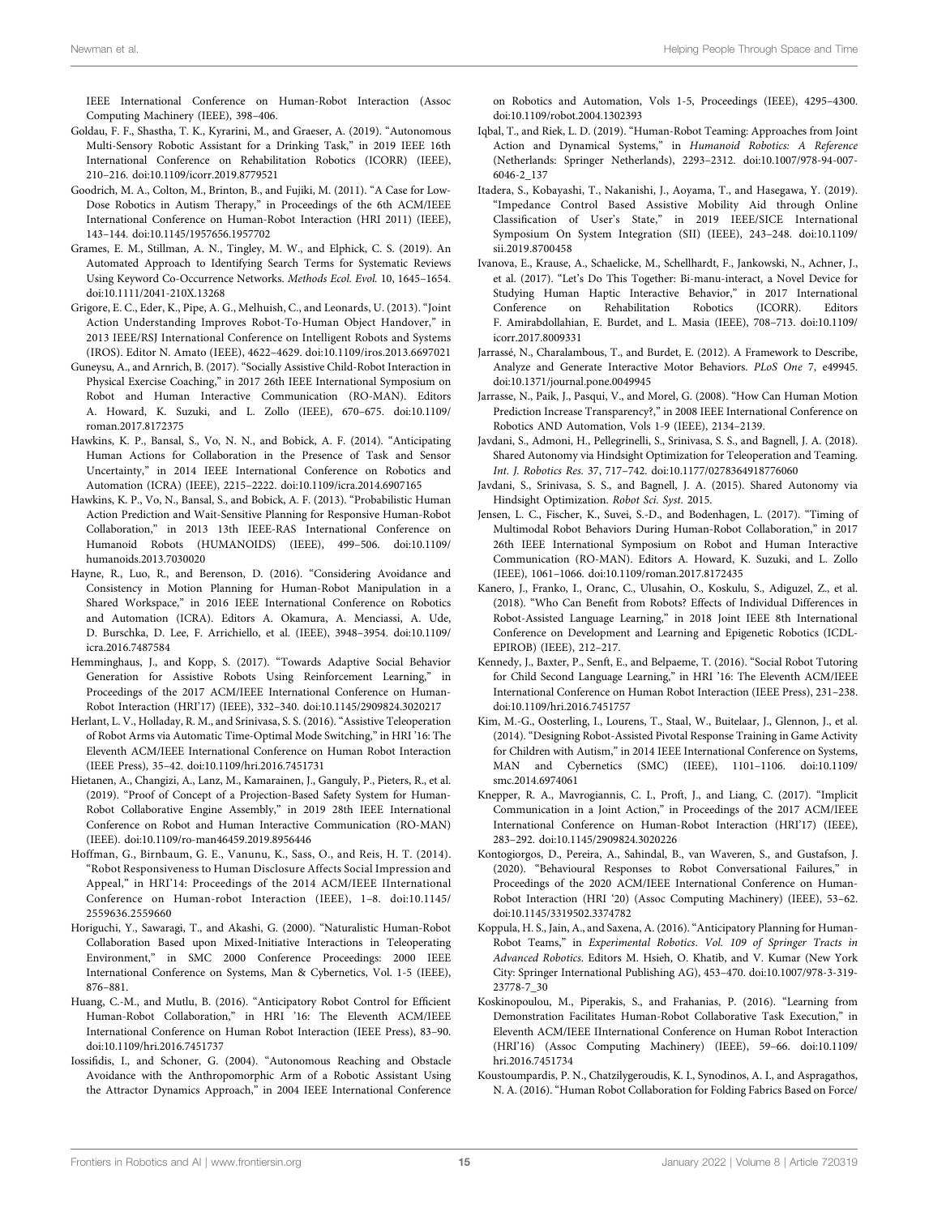IEEE International Conference on Human-Robot Interaction (Assoc Computing Machinery (IEEE), 398–406.

Goldau, F. F., Shastha, T. K., Kyrarini, M., and Graeser, A. (2019). "Autonomous Multi-Sensory Robotic Assistant for a Drinking Task," in 2019 IEEE 16th International Conference on Rehabilitation Robotics (ICORR) (IEEE), 210–216. doi:10.1109/icorr.2019.8779521

Goodrich, M. A., Colton, M., Brinton, B., and Fujiki, M. (2011). "A Case for Low-Dose Robotics in Autism Therapy," in Proceedings of the 6th ACM/IEEE International Conference on Human-Robot Interaction (HRI 2011) (IEEE), 143–144. doi:10.1145/1957656.1957702

Grames, E. M., Stillman, A. N., Tingley, M. W., and Elphick, C. S. (2019). An Automated Approach to Identifying Search Terms for Systematic Reviews Using Keyword Co-Occurrence Networks. *Methods Ecol. Evol.* 10, 1645–1654. doi:10.1111/2041-210X.13268

Grigore, E. C., Eder, K., Pipe, A. G., Melhuish, C., and Leonards, U. (2013). "Joint Action Understanding Improves Robot-To-Human Object Handover," in 2013 IEEE/RSJ International Conference on Intelligent Robots and Systems (IROS). Editor N. Amato (IEEE), 4622–4629. doi:10.1109/iros.2013.6697021

Guneysu, A., and Arnrich, B. (2017). "Socially Assistive Child-Robot Interaction in Physical Exercise Coaching," in 2017 26th IEEE International Symposium on Robot and Human Interactive Communication (RO-MAN). Editors A. Howard, K. Suzuki, and L. Zollo (IEEE), 670–675. doi:10.1109/roman.2017.8172375

Hawkins, K. P., Bansal, S., Vo, N. N., and Bobick, A. F. (2014). "Anticipating Human Actions for Collaboration in the Presence of Task and Sensor Uncertainty," in 2014 IEEE International Conference on Robotics and Automation (ICRA) (IEEE), 2215–2222. doi:10.1109/icra.2014.6907165

Hawkins, K. P., Vo, N., Bansal, S., and Bobick, A. F. (2013). "Probabilistic Human Action Prediction and Wait-Sensitive Planning for Responsive Human-Robot Collaboration," in 2013 13th IEEE-RAS International Conference on Humanoid Robots (HUMANOIDS) (IEEE), 499–506. doi:10.1109/humanoids.2013.7030020

Hayne, R., Luo, R., and Berenson, D. (2016). "Considering Avoidance and Consistency in Motion Planning for Human-Robot Manipulation in a Shared Workspace," in 2016 IEEE International Conference on Robotics and Automation (ICRA). Editors A. Okamura, A. Menciassi, A. Ude, D. Burschka, D. Lee, F. Arrichiello, et al. (IEEE), 3948–3954. doi:10.1109/icra.2016.7487584

Hemminghaus, J., and Kopp, S. (2017). "Towards Adaptive Social Behavior Generation for Assistive Robots Using Reinforcement Learning," in Proceedings of the 2017 ACM/IEEE International Conference on Human-Robot Interaction (HRI'17) (IEEE), 332–340. doi:10.1145/2909824.3020217

Herlant, L. V., Holladay, R. M., and Srinivasa, S. S. (2016). "Assistive Teleoperation of Robot Arms via Automatic Time-Optimal Mode Switching," in HRI '16: The Eleventh ACM/IEEE International Conference on Human Robot Interaction (IEEE Press), 35–42. doi:10.1109/hri.2016.7451731

Hietanen, A., Changizi, A., Lanz, M., Kamarainen, J., Ganguly, P., Pieters, R., et al. (2019). "Proof of Concept of a Projection-Based Safety System for Human-Robot Collaborative Engine Assembly," in 2019 28th IEEE International Conference on Robot and Human Interactive Communication (RO-MAN) (IEEE). doi:10.1109/ro-man46459.2019.8956446

Hoffman, G., Birnbaum, G. E., Vanunu, K., Sass, O., and Reis, H. T. (2014). "Robot Responsiveness to Human Disclosure Affects Social Impression and Appeal," in HRI'14: Proceedings of the 2014 ACM/IEEE IInternational Conference on Human-robot Interaction (IEEE), 1–8. doi:10.1145/2559636.2559660

Horiguchi, Y., Sawaragi, T., and Akashi, G. (2000). "Naturalistic Human-Robot Collaboration Based upon Mixed-Initiative Interactions in Teleoperating Environment," in SMC 2000 Conference Proceedings: 2000 IEEE International Conference on Systems, Man & Cybernetics, Vol. 1-5 (IEEE), 876–881.

Huang, C.-M., and Mutlu, B. (2016). "Anticipatory Robot Control for Efficient Human-Robot Collaboration," in HRI '16: The Eleventh ACM/IEEE International Conference on Human Robot Interaction (IEEE Press), 83–90. doi:10.1109/hri.2016.7451737

Iossifidis, I., and Schoner, G. (2004). "Autonomous Reaching and Obstacle Avoidance with the Anthropomorphic Arm of a Robotic Assistant Using the Attractor Dynamics Approach," in 2004 IEEE International Conference on Robotics and Automation, Vols 1-5, Proceedings (IEEE), 4295–4300. doi:10.1109/robot.2004.1302393

Iqbal, T., and Riek, L. D. (2019). "Human-Robot Teaming: Approaches from Joint Action and Dynamical Systems," in *Humanoid Robotics: A Reference* (Netherlands: Springer Netherlands), 2293–2312. doi:10.1007/978-94-007-6046-2_137

Itadera, S., Kobayashi, T., Nakanishi, J., Aoyama, T., and Hasegawa, Y. (2019). "Impedance Control Based Assistive Mobility Aid through Online Classification of User's State," in 2019 IEEE/SICE International Symposium On System Integration (SII) (IEEE), 243–248. doi:10.1109/sii.2019.8700458

Ivanova, E., Krause, A., Schaelicke, M., Schellhardt, F., Jankowski, N., Achner, J., et al. (2017). "Let's Do This Together: Bi-manu-interact, a Novel Device for Studying Human Haptic Interactive Behavior," in 2017 International Conference on Rehabilitation Robotics (ICORR). Editors F. Amirabdollahian, E. Burdet, and L. Masia (IEEE), 708–713. doi:10.1109/icorr.2017.8009331

Jarrassé, N., Charalambous, T., and Burdet, E. (2012). A Framework to Describe, Analyze and Generate Interactive Motor Behaviors. *PLoS One* 7, e49945. doi:10.1371/journal.pone.0049945

Jarrasse, N., Paik, J., Pasqui, V., and Morel, G. (2008). "How Can Human Motion Prediction Increase Transparency?," in 2008 IEEE International Conference on Robotics AND Automation, Vols 1-9 (IEEE), 2134–2139.

Javdani, S., Admoni, H., Pellegrinelli, S., Srinivasa, S. S., and Bagnell, J. A. (2018). Shared Autonomy via Hindsight Optimization for Teleoperation and Teaming. *Int. J. Robotics Res.* 37, 717–742. doi:10.1177/0278364918776060

Javdani, S., Srinivasa, S. S., and Bagnell, J. A. (2015). Shared Autonomy via Hindsight Optimization. *Robot Sci. Syst.* 2015.

Jensen, L. C., Fischer, K., Suvei, S.-D., and Bodenhagen, L. (2017). "Timing of Multimodal Robot Behaviors During Human-Robot Collaboration," in 2017 26th IEEE International Symposium on Robot and Human Interactive Communication (RO-MAN). Editors A. Howard, K. Suzuki, and L. Zollo (IEEE), 1061–1066. doi:10.1109/roman.2017.8172435

Kanero, J., Franko, I., Oranc, C., Ulusahin, O., Koskulu, S., Adiguzel, Z., et al. (2018). "Who Can Benefit from Robots? Effects of Individual Differences in Robot-Assisted Language Learning," in 2018 Joint IEEE 8th International Conference on Development and Learning and Epigenetic Robotics (ICDL-EPIROB) (IEEE), 212–217.

Kennedy, J., Baxter, P., Senft, E., and Belpaeme, T. (2016). "Social Robot Tutoring for Child Second Language Learning," in HRI '16: The Eleventh ACM/IEEE International Conference on Human Robot Interaction (IEEE Press), 231–238. doi:10.1109/hri.2016.7451757

Kim, M.-G., Oosterling, I., Lourens, T., Staal, W., Buitelaar, J., Glennon, J., et al. (2014). "Designing Robot-Assisted Pivotal Response Training in Game Activity for Children with Autism," in 2014 IEEE International Conference on Systems, MAN and Cybernetics (SMC) (IEEE), 1101–1106. doi:10.1109/smc.2014.6974061

Knepper, R. A., Mavrogiannis, C. I., Proft, J., and Liang, C. (2017). "Implicit Communication in a Joint Action," in Proceedings of the 2017 ACM/IEEE International Conference on Human-Robot Interaction (HRI'17) (IEEE), 283–292. doi:10.1145/2909824.3020226

Kontogiorgos, D., Pereira, A., Sahindal, B., van Waveren, S., and Gustafson, J. (2020). "Behavioural Responses to Robot Conversational Failures," in Proceedings of the 2020 ACM/IEEE International Conference on Human-Robot Interaction (HRI '20) (Assoc Computing Machinery) (IEEE), 53–62. doi:10.1145/3319502.3374782

Koppula, H. S., Jain, A., and Saxena, A. (2016). "Anticipatory Planning for Human-Robot Teams," in *Experimental Robotics*. *Vol. 109 of Springer Tracts in Advanced Robotics*. Editors M. Hsieh, O. Khatib, and V. Kumar (New York City: Springer International Publishing AG), 453–470. doi:10.1007/978-3-319-23778-7_30

Koskinopoulou, M., Piperakis, S., and Frahanias, P. (2016). "Learning from Demonstration Facilitates Human-Robot Collaborative Task Execution," in Eleventh ACM/IEEE IInternational Conference on Human Robot Interaction (HRI'16) (Assoc Computing Machinery) (IEEE), 59–66. doi:10.1109/hri.2016.7451734

Koustoumpardis, P. N., Chatzilygeroudis, K. I., Synodinos, A. I., and Aspragathos, N. A. (2016). "Human Robot Collaboration for Folding Fabrics Based on Force/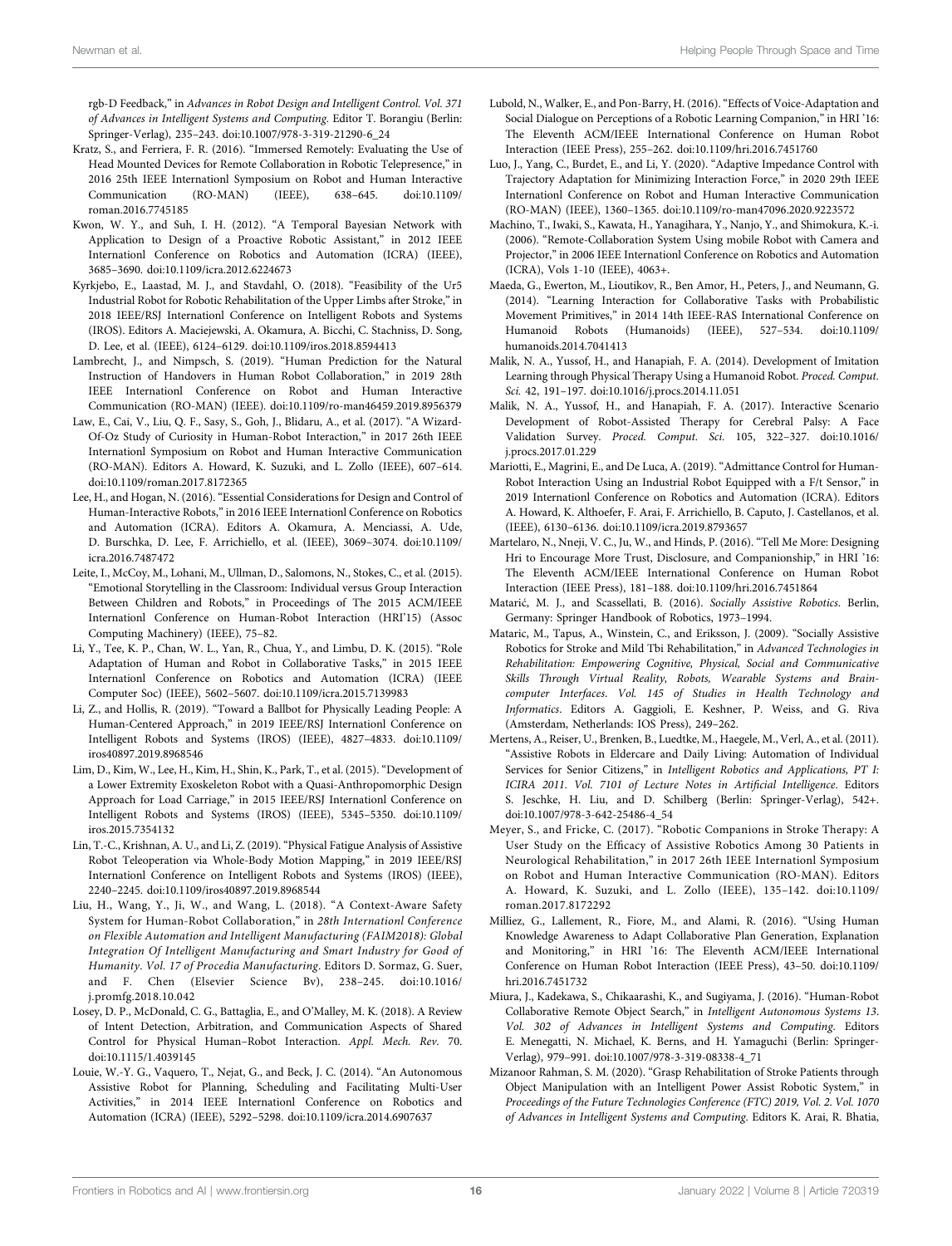rgb-D Feedback," in *Advances in Robot Design and Intelligent Control. Vol. 371 of Advances in Intelligent Systems and Computing*. Editor T. Borangiu (Berlin: Springer-Verlag), 235–243. doi:10.1007/978-3-319-21290-6_24

Kratz, S., and Ferriera, F. R. (2016). "Immersed Remotely: Evaluating the Use of Head Mounted Devices for Remote Collaboration in Robotic Telepresence," in 2016 25th IEEE Internationl Symposium on Robot and Human Interactive Communication (RO-MAN) (IEEE), 638–645. doi:10.1109/roman.2016.7745185

Kwon, W. Y., and Suh, I. H. (2012). "A Temporal Bayesian Network with Application to Design of a Proactive Robotic Assistant," in 2012 IEEE Internationl Conference on Robotics and Automation (ICRA) (IEEE), 3685–3690. doi:10.1109/icra.2012.6224673

Kyrkjebo, E., Laastad, M. J., and Stavdahl, O. (2018). "Feasibility of the Ur5 Industrial Robot for Robotic Rehabilitation of the Upper Limbs after Stroke," in 2018 IEEE/RSJ Internationl Conference on Intelligent Robots and Systems (IROS). Editors A. Maciejewski, A. Okamura, A. Bicchi, C. Stachniss, D. Song, D. Lee, et al. (IEEE), 6124–6129. doi:10.1109/iros.2018.8594413

Lambrecht, J., and Nimpsch, S. (2019). "Human Prediction for the Natural Instruction of Handovers in Human Robot Collaboration," in 2019 28th IEEE Internationl Conference on Robot and Human Interactive Communication (RO-MAN) (IEEE). doi:10.1109/ro-man46459.2019.8956379

Law, E., Cai, V., Liu, Q. F., Sasy, S., Goh, J., Blidaru, A., et al. (2017). "A Wizard-Of-Oz Study of Curiosity in Human-Robot Interaction," in 2017 26th IEEE Internationl Symposium on Robot and Human Interactive Communication (RO-MAN). Editors A. Howard, K. Suzuki, and L. Zollo (IEEE), 607–614. doi:10.1109/roman.2017.8172365

Lee, H., and Hogan, N. (2016). "Essential Considerations for Design and Control of Human-Interactive Robots," in 2016 IEEE Internationl Conference on Robotics and Automation (ICRA). Editors A. Okamura, A. Menciassi, A. Ude, D. Burschka, D. Lee, F. Arrichiello, et al. (IEEE), 3069–3074. doi:10.1109/icra.2016.7487472

Leite, I., McCoy, M., Lohani, M., Ullman, D., Salomons, N., Stokes, C., et al. (2015). "Emotional Storytelling in the Classroom: Individual versus Group Interaction Between Children and Robots," in Proceedings of The 2015 ACM/IEEE Internationl Conference on Human-Robot Interaction (HRI'15) (Assoc Computing Machinery) (IEEE), 75–82.

Li, Y., Tee, K. P., Chan, W. L., Yan, R., Chua, Y., and Limbu, D. K. (2015). "Role Adaptation of Human and Robot in Collaborative Tasks," in 2015 IEEE Internationl Conference on Robotics and Automation (ICRA) (IEEE Computer Soc) (IEEE), 5602–5607. doi:10.1109/icra.2015.7139983

Li, Z., and Hollis, R. (2019). "Toward a Ballbot for Physically Leading People: A Human-Centered Approach," in 2019 IEEE/RSJ Internationl Conference on Intelligent Robots and Systems (IROS) (IEEE), 4827–4833. doi:10.1109/iros40897.2019.8968546

Lim, D., Kim, W., Lee, H., Kim, H., Shin, K., Park, T., et al. (2015). "Development of a Lower Extremity Exoskeleton Robot with a Quasi-Anthropomorphic Design Approach for Load Carriage," in 2015 IEEE/RSJ Internationl Conference on Intelligent Robots and Systems (IROS) (IEEE), 5345–5350. doi:10.1109/iros.2015.7354132

Lin, T.-C., Krishnan, A. U., and Li, Z. (2019). "Physical Fatigue Analysis of Assistive Robot Teleoperation via Whole-Body Motion Mapping," in 2019 IEEE/RSJ Internationl Conference on Intelligent Robots and Systems (IROS) (IEEE), 2240–2245. doi:10.1109/iros40897.2019.8968544

Liu, H., Wang, Y., Ji, W., and Wang, L. (2018). "A Context-Aware Safety System for Human-Robot Collaboration," in *28th Internationl Conference on Flexible Automation and Intelligent Manufacturing (FAIM2018): Global Integration Of Intelligent Manufacturing and Smart Industry for Good of Humanity. Vol. 17 of Procedia Manufacturing*. Editors D. Sormaz, G. Suer, and F. Chen (Elsevier Science Bv), 238–245. doi:10.1016/j.promfg.2018.10.042

Losey, D. P., McDonald, C. G., Battaglia, E., and O'Malley, M. K. (2018). A Review of Intent Detection, Arbitration, and Communication Aspects of Shared Control for Physical Human–Robot Interaction. *Appl. Mech. Rev.* 70. doi:10.1115/1.4039145

Louie, W.-Y. G., Vaquero, T., Nejat, G., and Beck, J. C. (2014). "An Autonomous Assistive Robot for Planning, Scheduling and Facilitating Multi-User Activities," in 2014 IEEE Internationl Conference on Robotics and Automation (ICRA) (IEEE), 5292–5298. doi:10.1109/icra.2014.6907637

Lubold, N., Walker, E., and Pon-Barry, H. (2016). "Effects of Voice-Adaptation and Social Dialogue on Perceptions of a Robotic Learning Companion," in HRI '16: The Eleventh ACM/IEEE International Conference on Human Robot Interaction (IEEE Press), 255–262. doi:10.1109/hri.2016.7451760

Luo, J., Yang, C., Burdet, E., and Li, Y. (2020). "Adaptive Impedance Control with Trajectory Adaptation for Minimizing Interaction Force," in 2020 29th IEEE Internationl Conference on Robot and Human Interactive Communication (RO-MAN) (IEEE), 1360–1365. doi:10.1109/ro-man47096.2020.9223572

Machino, T., Iwaki, S., Kawata, H., Yanagihara, Y., Nanjo, Y., and Shimokura, K.-i. (2006). "Remote-Collaboration System Using mobile Robot with Camera and Projector," in 2006 IEEE Internationl Conference on Robotics and Automation (ICRA), Vols 1-10 (IEEE), 4063+.

Maeda, G., Ewerton, M., Lioutikov, R., Ben Amor, H., Peters, J., and Neumann, G. (2014). "Learning Interaction for Collaborative Tasks with Probabilistic Movement Primitives," in 2014 14th IEEE-RAS International Conference on Humanoid Robots (Humanoids) (IEEE), 527–534. doi:10.1109/humanoids.2014.7041413

Malik, N. A., Yussof, H., and Hanapiah, F. A. (2014). Development of Imitation Learning through Physical Therapy Using a Humanoid Robot. *Proced. Comput. Sci.* 42, 191–197. doi:10.1016/j.procs.2014.11.051

Malik, N. A., Yussof, H., and Hanapiah, F. A. (2017). Interactive Scenario Development of Robot-Assisted Therapy for Cerebral Palsy: A Face Validation Survey. *Proced. Comput. Sci.* 105, 322–327. doi:10.1016/j.procs.2017.01.229

Mariotti, E., Magrini, E., and De Luca, A. (2019). "Admittance Control for Human-Robot Interaction Using an Industrial Robot Equipped with a F/t Sensor," in 2019 Internationl Conference on Robotics and Automation (ICRA). Editors A. Howard, K. Althoefer, F. Arai, F. Arrichiello, B. Caputo, J. Castellanos, et al. (IEEE), 6130–6136. doi:10.1109/icra.2019.8793657

Martelaro, N., Nneji, V. C., Ju, W., and Hinds, P. (2016). "Tell Me More: Designing Hri to Encourage More Trust, Disclosure, and Companionship," in HRI '16: The Eleventh ACM/IEEE International Conference on Human Robot Interaction (IEEE Press), 181–188. doi:10.1109/hri.2016.7451864

Matarić, M. J., and Scassellati, B. (2016). *Socially Assistive Robotics*. Berlin, Germany: Springer Handbook of Robotics, 1973–1994.

Mataric, M., Tapus, A., Winstein, C., and Eriksson, J. (2009). "Socially Assistive Robotics for Stroke and Mild Tbi Rehabilitation," in *Advanced Technologies in Rehabilitation: Empowering Cognitive, Physical, Social and Communicative Skills Through Virtual Reality, Robots, Wearable Systems and Brain-computer Interfaces. Vol. 145 of Studies in Health Technology and Informatics*. Editors A. Gaggioli, E. Keshner, P. Weiss, and G. Riva (Amsterdam, Netherlands: IOS Press), 249–262.

Mertens, A., Reiser, U., Brenken, B., Luedtke, M., Haegele, M., Verl, A., et al. (2011). "Assistive Robots in Eldercare and Daily Living: Automation of Individual Services for Senior Citizens," in *Intelligent Robotics and Applications, PT I: ICIRA 2011. Vol. 7101 of Lecture Notes in Artificial Intelligence*. Editors S. Jeschke, H. Liu, and D. Schilberg (Berlin: Springer-Verlag), 542+. doi:10.1007/978-3-642-25486-4_54

Meyer, S., and Fricke, C. (2017). "Robotic Companions in Stroke Therapy: A User Study on the Efficacy of Assistive Robotics Among 30 Patients in Neurological Rehabilitation," in 2017 26th IEEE Internationl Symposium on Robot and Human Interactive Communication (RO-MAN). Editors A. Howard, K. Suzuki, and L. Zollo (IEEE), 135–142. doi:10.1109/roman.2017.8172292

Milliez, G., Lallement, R., Fiore, M., and Alami, R. (2016). "Using Human Knowledge Awareness to Adapt Collaborative Plan Generation, Explanation and Monitoring," in HRI '16: The Eleventh ACM/IEEE International Conference on Human Robot Interaction (IEEE Press), 43–50. doi:10.1109/hri.2016.7451732

Miura, J., Kadekawa, S., Chikaarashi, K., and Sugiyama, J. (2016). "Human-Robot Collaborative Remote Object Search," in *Intelligent Autonomous Systems 13. Vol. 302 of Advances in Intelligent Systems and Computing*. Editors E. Menegatti, N. Michael, K. Berns, and H. Yamaguchi (Berlin: Springer-Verlag), 979–991. doi:10.1007/978-3-319-08338-4_71

Mizanoor Rahman, S. M. (2020). "Grasp Rehabilitation of Stroke Patients through Object Manipulation with an Intelligent Power Assist Robotic System," in *Proceedings of the Future Technologies Conference (FTC) 2019, Vol. 2. Vol. 1070 of Advances in Intelligent Systems and Computing*. Editors K. Arai, R. Bhatia,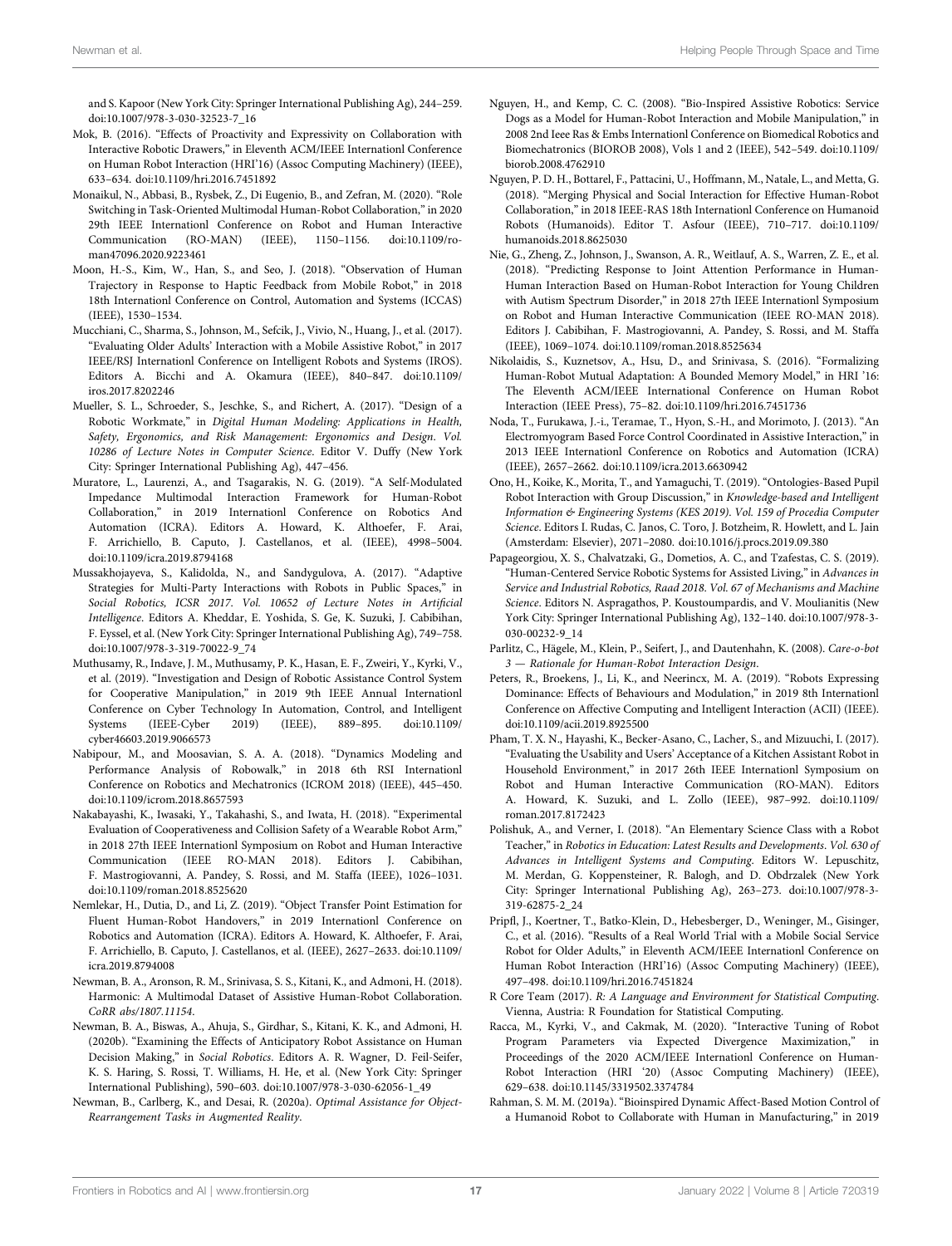and S. Kapoor (New York City: Springer International Publishing Ag), 244–259. doi:10.1007/978-3-030-32523-7_16

Mok, B. (2016). "Effects of Proactivity and Expressivity on Collaboration with Interactive Robotic Drawers," in Eleventh ACM/IEEE Internationl Conference on Human Robot Interaction (HRI'16) (Assoc Computing Machinery) (IEEE), 633–634. doi:10.1109/hri.2016.7451892

Monaikul, N., Abbasi, B., Rysbek, Z., Di Eugenio, B., and Zefran, M. (2020). "Role Switching in Task-Oriented Multimodal Human-Robot Collaboration," in 2020 29th IEEE Internationl Conference on Robot and Human Interactive Communication (RO-MAN) (IEEE), 1150–1156. doi:10.1109/ro-man47096.2020.9223461

Moon, H.-S., Kim, W., Han, S., and Seo, J. (2018). "Observation of Human Trajectory in Response to Haptic Feedback from Mobile Robot," in 2018 18th Internationl Conference on Control, Automation and Systems (ICCAS) (IEEE), 1530–1534.

Mucchiani, C., Sharma, S., Johnson, M., Sefcik, J., Vivio, N., Huang, J., et al. (2017). "Evaluating Older Adults' Interaction with a Mobile Assistive Robot," in 2017 IEEE/RSJ Internationl Conference on Intelligent Robots and Systems (IROS). Editors A. Bicchi and A. Okamura (IEEE), 840–847. doi:10.1109/iros.2017.8202246

Mueller, S. L., Schroeder, S., Jeschke, S., and Richert, A. (2017). "Design of a Robotic Workmate," in *Digital Human Modeling: Applications in Health, Safety, Ergonomics, and Risk Management: Ergonomics and Design. Vol. 10286 of Lecture Notes in Computer Science*. Editor V. Duffy (New York City: Springer International Publishing Ag), 447–456.

Muratore, L., Laurenzi, A., and Tsagarakis, N. G. (2019). "A Self-Modulated Impedance Multimodal Interaction Framework for Human-Robot Collaboration," in 2019 Internationl Conference on Robotics And Automation (ICRA). Editors A. Howard, K. Althoefer, F. Arai, F. Arrichiello, B. Caputo, J. Castellanos, et al. (IEEE), 4998–5004. doi:10.1109/icra.2019.8794168

Mussakhojayeva, S., Kalidolda, N., and Sandygulova, A. (2017). "Adaptive Strategies for Multi-Party Interactions with Robots in Public Spaces," in *Social Robotics, ICSR 2017. Vol. 10652 of Lecture Notes in Artificial Intelligence*. Editors A. Kheddar, E. Yoshida, S. Ge, K. Suzuki, J. Cabibihan, F. Eyssel, et al. (New York City: Springer International Publishing Ag), 749–758. doi:10.1007/978-3-319-70022-9_74

Muthusamy, R., Indave, J. M., Muthusamy, P. K., Hasan, E. F., Zweiri, Y., Kyrki, V., et al. (2019). "Investigation and Design of Robotic Assistance Control System for Cooperative Manipulation," in 2019 9th IEEE Annual Internationl Conference on Cyber Technology In Automation, Control, and Intelligent Systems (IEEE-Cyber 2019) (IEEE), 889–895. doi:10.1109/cyber46603.2019.9066573

Nabipour, M., and Moosavian, S. A. A. (2018). "Dynamics Modeling and Performance Analysis of Robowalk," in 2018 6th RSI Internationl Conference on Robotics and Mechatronics (ICROM 2018) (IEEE), 445–450. doi:10.1109/icrom.2018.8657593

Nakabayashi, K., Iwasaki, Y., Takahashi, S., and Iwata, H. (2018). "Experimental Evaluation of Cooperativeness and Collision Safety of a Wearable Robot Arm," in 2018 27th IEEE Internationl Symposium on Robot and Human Interactive Communication (IEEE RO-MAN 2018). Editors J. Cabibihan, F. Mastrogiovanni, A. Pandey, S. Rossi, and M. Staffa (IEEE), 1026–1031. doi:10.1109/roman.2018.8525620

Nemlekar, H., Dutia, D., and Li, Z. (2019). "Object Transfer Point Estimation for Fluent Human-Robot Handovers," in 2019 Internationl Conference on Robotics and Automation (ICRA). Editors A. Howard, K. Althoefer, F. Arai, F. Arrichiello, B. Caputo, J. Castellanos, et al. (IEEE), 2627–2633. doi:10.1109/icra.2019.8794008

Newman, B. A., Aronson, R. M., Srinivasa, S. S., Kitani, K., and Admoni, H. (2018). Harmonic: A Multimodal Dataset of Assistive Human-Robot Collaboration. *CoRR abs/1807.11154*.

Newman, B. A., Biswas, A., Ahuja, S., Girdhar, S., Kitani, K. K., and Admoni, H. (2020b). "Examining the Effects of Anticipatory Robot Assistance on Human Decision Making," in *Social Robotics*. Editors A. R. Wagner, D. Feil-Seifer, K. S. Haring, S. Rossi, T. Williams, H. He, et al. (New York City: Springer International Publishing), 590–603. doi:10.1007/978-3-030-62056-1_49

Newman, B., Carlberg, K., and Desai, R. (2020a). *Optimal Assistance for Object-Rearrangement Tasks in Augmented Reality*.

Nguyen, H., and Kemp, C. C. (2008). "Bio-Inspired Assistive Robotics: Service Dogs as a Model for Human-Robot Interaction and Mobile Manipulation," in 2008 2nd Ieee Ras & Embs Internationl Conference on Biomedical Robotics and Biomechatronics (BIOROB 2008), Vols 1 and 2 (IEEE), 542–549. doi:10.1109/biorob.2008.4762910

Nguyen, P. D. H., Bottarel, F., Pattacini, U., Hoffmann, M., Natale, L., and Metta, G. (2018). "Merging Physical and Social Interaction for Effective Human-Robot Collaboration," in 2018 IEEE-RAS 18th Internationl Conference on Humanoid Robots (Humanoids). Editor T. Asfour (IEEE), 710–717. doi:10.1109/humanoids.2018.8625030

Nie, G., Zheng, Z., Johnson, J., Swanson, A. R., Weitlauf, A. S., Warren, Z. E., et al. (2018). "Predicting Response to Joint Attention Performance in Human-Human Interaction Based on Human-Robot Interaction for Young Children with Autism Spectrum Disorder," in 2018 27th IEEE Internationl Symposium on Robot and Human Interactive Communication (IEEE RO-MAN 2018). Editors J. Cabibihan, F. Mastrogiovanni, A. Pandey, S. Rossi, and M. Staffa (IEEE), 1069–1074. doi:10.1109/roman.2018.8525634

Nikolaidis, S., Kuznetsov, A., Hsu, D., and Srinivasa, S. (2016). "Formalizing Human-Robot Mutual Adaptation: A Bounded Memory Model," in HRI '16: The Eleventh ACM/IEEE International Conference on Human Robot Interaction (IEEE Press), 75–82. doi:10.1109/hri.2016.7451736

Noda, T., Furukawa, J.-i., Teramae, T., Hyon, S.-H., and Morimoto, J. (2013). "An Electromyogram Based Force Control Coordinated in Assistive Interaction," in 2013 IEEE Internationl Conference on Robotics and Automation (ICRA) (IEEE), 2657–2662. doi:10.1109/icra.2013.6630942

Ono, H., Koike, K., Morita, T., and Yamaguchi, T. (2019). "Ontologies-Based Pupil Robot Interaction with Group Discussion," in *Knowledge-based and Intelligent Information & Engineering Systems (KES 2019). Vol. 159 of Procedia Computer Science*. Editors I. Rudas, C. Janos, C. Toro, J. Botzheim, R. Howlett, and L. Jain (Amsterdam: Elsevier), 2071–2080. doi:10.1016/j.procs.2019.09.380

Papageorgiou, X. S., Chalvatzaki, G., Dometios, A. C., and Tzafestas, C. S. (2019). "Human-Centered Service Robotic Systems for Assisted Living," in *Advances in Service and Industrial Robotics, Raad 2018. Vol. 67 of Mechanisms and Machine Science*. Editors N. Aspragathos, P. Koustoumpardis, and V. Moulianitis (New York City: Springer International Publishing Ag), 132–140. doi:10.1007/978-3-030-00232-9_14

Parlitz, C., Hägele, M., Klein, P., Seifert, J., and Dautenhahn, K. (2008). *Care-o-bot 3 — Rationale for Human-Robot Interaction Design*.

Peters, R., Broekens, J., Li, K., and Neerincx, M. A. (2019). "Robots Expressing Dominance: Effects of Behaviours and Modulation," in 2019 8th Internationl Conference on Affective Computing and Intelligent Interaction (ACII) (IEEE). doi:10.1109/acii.2019.8925500

Pham, T. X. N., Hayashi, K., Becker-Asano, C., Lacher, S., and Mizuuchi, I. (2017). "Evaluating the Usability and Users' Acceptance of a Kitchen Assistant Robot in Household Environment," in 2017 26th IEEE Internationl Symposium on Robot and Human Interactive Communication (RO-MAN). Editors A. Howard, K. Suzuki, and L. Zollo (IEEE), 987–992. doi:10.1109/roman.2017.8172423

Polishuk, A., and Verner, I. (2018). "An Elementary Science Class with a Robot Teacher," in *Robotics in Education: Latest Results and Developments. Vol. 630 of Advances in Intelligent Systems and Computing*. Editors W. Lepuschitz, M. Merdan, G. Koppensteiner, R. Balogh, and D. Obdrzalek (New York City: Springer International Publishing Ag), 263–273. doi:10.1007/978-3-319-62875-2_24

Pripfl, J., Koertner, T., Batko-Klein, D., Hebesberger, D., Weninger, M., Gisinger, C., et al. (2016). "Results of a Real World Trial with a Mobile Social Service Robot for Older Adults," in Eleventh ACM/IEEE Internationl Conference on Human Robot Interaction (HRI'16) (Assoc Computing Machinery) (IEEE), 497–498. doi:10.1109/hri.2016.7451824

R Core Team (2017). *R: A Language and Environment for Statistical Computing*. Vienna, Austria: R Foundation for Statistical Computing.

Racca, M., Kyrki, V., and Cakmak, M. (2020). "Interactive Tuning of Robot Program Parameters via Expected Divergence Maximization," in Proceedings of the 2020 ACM/IEEE Internationl Conference on Human-Robot Interaction (HRI '20) (Assoc Computing Machinery) (IEEE), 629–638. doi:10.1145/3319502.3374784

Rahman, S. M. M. (2019a). "Bioinspired Dynamic Affect-Based Motion Control of a Humanoid Robot to Collaborate with Human in Manufacturing," in 2019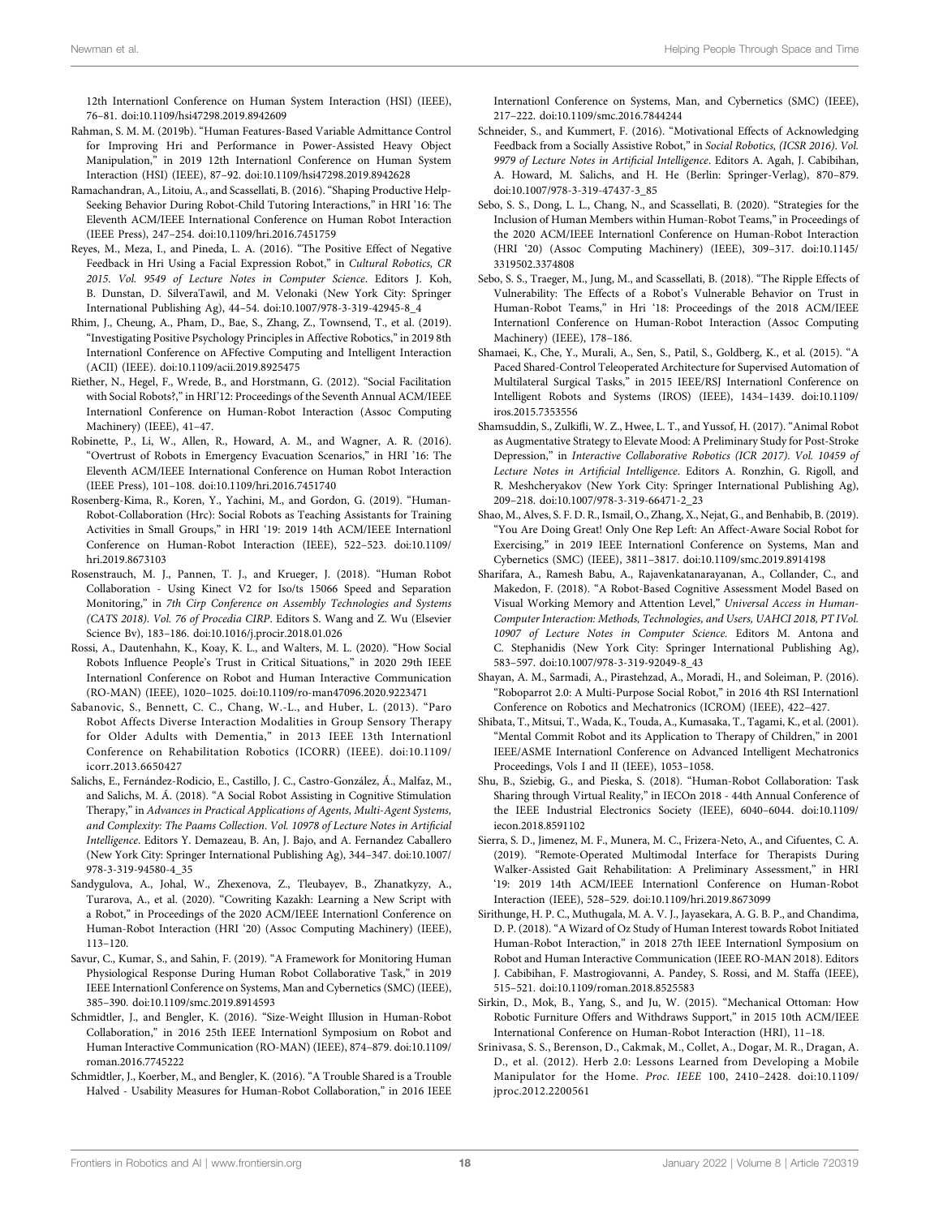12th Internationl Conference on Human System Interaction (HSI) (IEEE), 76–81. doi:10.1109/hsi47298.2019.8942609

Rahman, S. M. M. (2019b). "Human Features-Based Variable Admittance Control for Improving Hri and Performance in Power-Assisted Heavy Object Manipulation," in 2019 12th Internationl Conference on Human System Interaction (HSI) (IEEE), 87–92. doi:10.1109/hsi47298.2019.8942628

Ramachandran, A., Litoiu, A., and Scassellati, B. (2016). "Shaping Productive Help-Seeking Behavior During Robot-Child Tutoring Interactions," in HRI '16: The Eleventh ACM/IEEE International Conference on Human Robot Interaction (IEEE Press), 247–254. doi:10.1109/hri.2016.7451759

Reyes, M., Meza, I., and Pineda, L. A. (2016). "The Positive Effect of Negative Feedback in Hri Using a Facial Expression Robot," in *Cultural Robotics, CR 2015. Vol. 9549 of Lecture Notes in Computer Science*. Editors J. Koh, B. Dunstan, D. SilveraTawil, and M. Velonaki (New York City: Springer International Publishing Ag), 44–54. doi:10.1007/978-3-319-42945-8_4

Rhim, J., Cheung, A., Pham, D., Bae, S., Zhang, Z., Townsend, T., et al. (2019). "Investigating Positive Psychology Principles in Affective Robotics," in 2019 8th Internationl Conference on AFfective Computing and Intelligent Interaction (ACII) (IEEE). doi:10.1109/acii.2019.8925475

Riether, N., Hegel, F., Wrede, B., and Horstmann, G. (2012). "Social Facilitation with Social Robots?," in HRI'12: Proceedings of the Seventh Annual ACM/IEEE Internationl Conference on Human-Robot Interaction (Assoc Computing Machinery) (IEEE), 41–47.

Robinette, P., Li, W., Allen, R., Howard, A. M., and Wagner, A. R. (2016). "Overtrust of Robots in Emergency Evacuation Scenarios," in HRI '16: The Eleventh ACM/IEEE International Conference on Human Robot Interaction (IEEE Press), 101–108. doi:10.1109/hri.2016.7451740

Rosenberg-Kima, R., Koren, Y., Yachini, M., and Gordon, G. (2019). "Human-Robot-Collaboration (Hrc): Social Robots as Teaching Assistants for Training Activities in Small Groups," in HRI '19: 2019 14th ACM/IEEE Internationl Conference on Human-Robot Interaction (IEEE), 522–523. doi:10.1109/hri.2019.8673103

Rosenstrauch, M. J., Pannen, T. J., and Krueger, J. (2018). "Human Robot Collaboration - Using Kinect V2 for Iso/ts 15066 Speed and Separation Monitoring," in *7th Cirp Conference on Assembly Technologies and Systems (CATS 2018). Vol. 76 of Procedia CIRP*. Editors S. Wang and Z. Wu (Elsevier Science Bv), 183–186. doi:10.1016/j.procir.2018.01.026

Rossi, A., Dautenhahn, K., Koay, K. L., and Walters, M. L. (2020). "How Social Robots Influence People's Trust in Critical Situations," in 2020 29th IEEE Internationl Conference on Robot and Human Interactive Communication (RO-MAN) (IEEE), 1020–1025. doi:10.1109/ro-man47096.2020.9223471

Sabanovic, S., Bennett, C. C., Chang, W.-L., and Huber, L. (2013). "Paro Robot Affects Diverse Interaction Modalities in Group Sensory Therapy for Older Adults with Dementia," in 2013 IEEE 13th Internationl Conference on Rehabilitation Robotics (ICORR) (IEEE). doi:10.1109/icorr.2013.6650427

Salichs, E., Fernández-Rodicio, E., Castillo, J. C., Castro-González, Á., Malfaz, M., and Salichs, M. Á. (2018). "A Social Robot Assisting in Cognitive Stimulation Therapy," in *Advances in Practical Applications of Agents, Multi-Agent Systems, and Complexity: The Paams Collection. Vol. 10978 of Lecture Notes in Artificial Intelligence*. Editors Y. Demazeau, B. An, J. Bajo, and A. Fernandez Caballero (New York City: Springer International Publishing Ag), 344–347. doi:10.1007/978-3-319-94580-4_35

Sandygulova, A., Johal, W., Zhexenova, Z., Tleubayev, B., Zhanatkyzy, A., Turarova, A., et al. (2020). "Cowriting Kazakh: Learning a New Script with a Robot," in Proceedings of the 2020 ACM/IEEE Internationl Conference on Human-Robot Interaction (HRI '20) (Assoc Computing Machinery) (IEEE), 113–120.

Savur, C., Kumar, S., and Sahin, F. (2019). "A Framework for Monitoring Human Physiological Response During Human Robot Collaborative Task," in 2019 IEEE Internationl Conference on Systems, Man and Cybernetics (SMC) (IEEE), 385–390. doi:10.1109/smc.2019.8914593

Schmidtler, J., and Bengler, K. (2016). "Size-Weight Illusion in Human-Robot Collaboration," in 2016 25th IEEE Internationl Symposium on Robot and Human Interactive Communication (RO-MAN) (IEEE), 874–879. doi:10.1109/roman.2016.7745222

Schmidtler, J., Koerber, M., and Bengler, K. (2016). "A Trouble Shared is a Trouble Halved - Usability Measures for Human-Robot Collaboration," in 2016 IEEE Internationl Conference on Systems, Man, and Cybernetics (SMC) (IEEE), 217–222. doi:10.1109/smc.2016.7844244

Schneider, S., and Kummert, F. (2016). "Motivational Effects of Acknowledging Feedback from a Socially Assistive Robot," in *Social Robotics, (ICSR 2016). Vol. 9979 of Lecture Notes in Artificial Intelligence*. Editors A. Agah, J. Cabibihan, A. Howard, M. Salichs, and H. He (Berlin: Springer-Verlag), 870–879. doi:10.1007/978-3-319-47437-3_85

Sebo, S. S., Dong, L. L., Chang, N., and Scassellati, B. (2020). "Strategies for the Inclusion of Human Members within Human-Robot Teams," in Proceedings of the 2020 ACM/IEEE Internationl Conference on Human-Robot Interaction (HRI '20) (Assoc Computing Machinery) (IEEE), 309–317. doi:10.1145/3319502.3374808

Sebo, S. S., Traeger, M., Jung, M., and Scassellati, B. (2018). "The Ripple Effects of Vulnerability: The Effects of a Robot's Vulnerable Behavior on Trust in Human-Robot Teams," in Hri '18: Proceedings of the 2018 ACM/IEEE Internationl Conference on Human-Robot Interaction (Assoc Computing Machinery) (IEEE), 178–186.

Shamaei, K., Che, Y., Murali, A., Sen, S., Patil, S., Goldberg, K., et al. (2015). "A Paced Shared-Control Teleoperated Architecture for Supervised Automation of Multilateral Surgical Tasks," in 2015 IEEE/RSJ Internationl Conference on Intelligent Robots and Systems (IROS) (IEEE), 1434–1439. doi:10.1109/iros.2015.7353556

Shamsuddin, S., Zulkifli, W. Z., Hwee, L. T., and Yussof, H. (2017). "Animal Robot as Augmentative Strategy to Elevate Mood: A Preliminary Study for Post-Stroke Depression," in *Interactive Collaborative Robotics (ICR 2017). Vol. 10459 of Lecture Notes in Artificial Intelligence*. Editors A. Ronzhin, G. Rigoll, and R. Meshcheryakov (New York City: Springer International Publishing Ag), 209–218. doi:10.1007/978-3-319-66471-2_23

Shao, M., Alves, S. F. D. R., Ismail, O., Zhang, X., Nejat, G., and Benhabib, B. (2019). "You Are Doing Great! Only One Rep Left: An Affect-Aware Social Robot for Exercising," in 2019 IEEE Internationl Conference on Systems, Man and Cybernetics (SMC) (IEEE), 3811–3817. doi:10.1109/smc.2019.8914198

Sharifara, A., Ramesh Babu, A., Rajavenkatanarayanan, A., Collander, C., and Makedon, F. (2018). "A Robot-Based Cognitive Assessment Model Based on Visual Working Memory and Attention Level," *Universal Access in Human-Computer Interaction: Methods, Technologies, and Users, UAHCI 2018, PT IVol. 10907 of Lecture Notes in Computer Science.* Editors M. Antona and C. Stephanidis (New York City: Springer International Publishing Ag), 583–597. doi:10.1007/978-3-319-92049-8_43

Shayan, A. M., Sarmadi, A., Pirastehzad, A., Moradi, H., and Soleiman, P. (2016). "Roboparrot 2.0: A Multi-Purpose Social Robot," in 2016 4th RSI Internationl Conference on Robotics and Mechatronics (ICROM) (IEEE), 422–427.

Shibata, T., Mitsui, T., Wada, K., Touda, A., Kumasaka, T., Tagami, K., et al. (2001). "Mental Commit Robot and its Application to Therapy of Children," in 2001 IEEE/ASME Internationl Conference on Advanced Intelligent Mechatronics Proceedings, Vols I and II (IEEE), 1053–1058.

Shu, B., Sziebig, G., and Pieska, S. (2018). "Human-Robot Collaboration: Task Sharing through Virtual Reality," in IECOn 2018 - 44th Annual Conference of the IEEE Industrial Electronics Society (IEEE), 6040–6044. doi:10.1109/iecon.2018.8591102

Sierra, S. D., Jimenez, M. F., Munera, M. C., Frizera-Neto, A., and Cifuentes, C. A. (2019). "Remote-Operated Multimodal Interface for Therapists During Walker-Assisted Gait Rehabilitation: A Preliminary Assessment," in HRI '19: 2019 14th ACM/IEEE Internationl Conference on Human-Robot Interaction (IEEE), 528–529. doi:10.1109/hri.2019.8673099

Sirithunge, H. P. C., Muthugala, M. A. V. J., Jayasekara, A. G. B. P., and Chandima, D. P. (2018). "A Wizard of Oz Study of Human Interest towards Robot Initiated Human-Robot Interaction," in 2018 27th IEEE Internationl Symposium on Robot and Human Interactive Communication (IEEE RO-MAN 2018). Editors J. Cabibihan, F. Mastrogiovanni, A. Pandey, S. Rossi, and M. Staffa (IEEE), 515–521. doi:10.1109/roman.2018.8525583

Sirkin, D., Mok, B., Yang, S., and Ju, W. (2015). "Mechanical Ottoman: How Robotic Furniture Offers and Withdraws Support," in 2015 10th ACM/IEEE International Conference on Human-Robot Interaction (HRI), 11–18.

Srinivasa, S. S., Berenson, D., Cakmak, M., Collet, A., Dogar, M. R., Dragan, A. D., et al. (2012). Herb 2.0: Lessons Learned from Developing a Mobile Manipulator for the Home. *Proc. IEEE* 100, 2410–2428. doi:10.1109/jproc.2012.2200561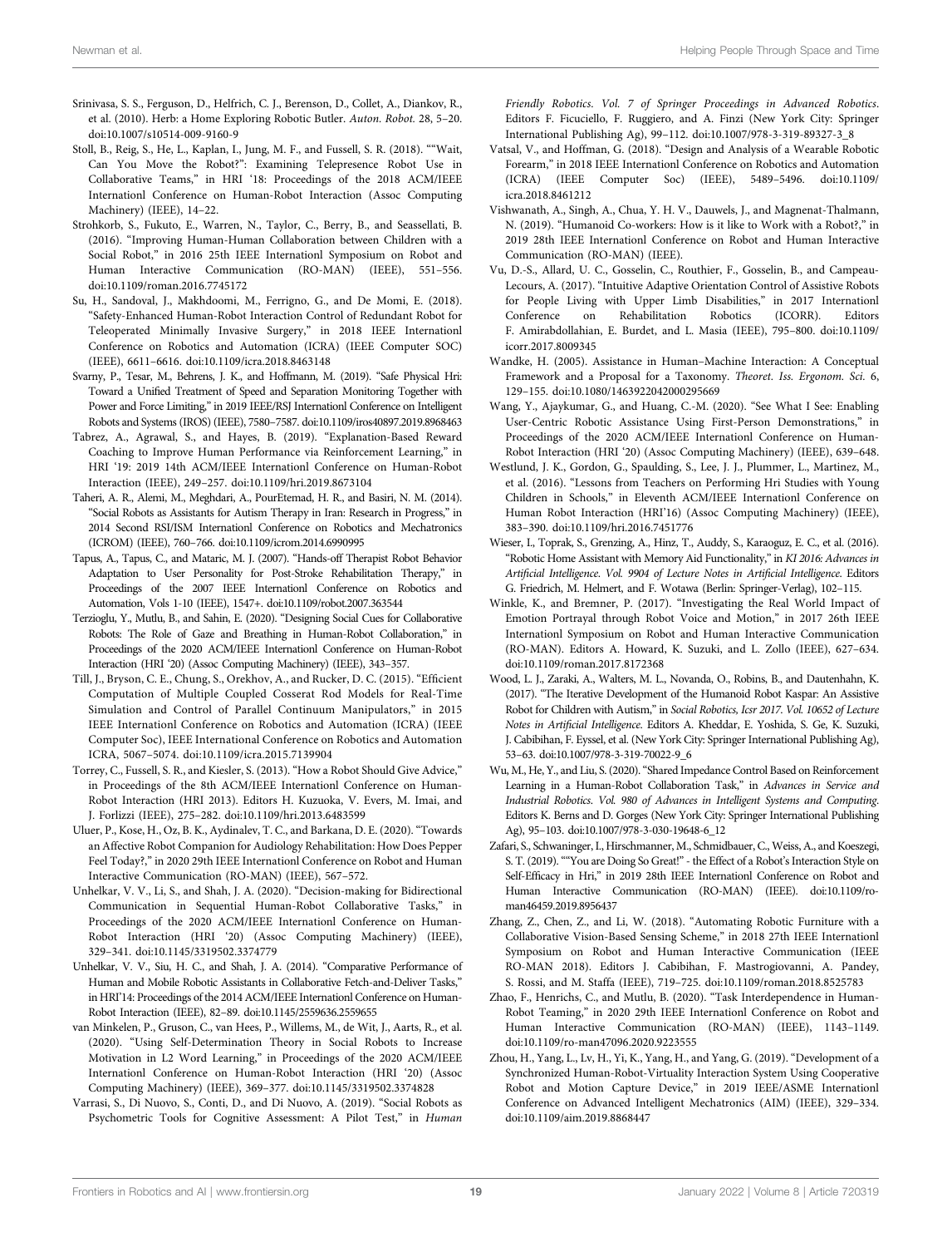Srinivasa, S. S., Ferguson, D., Helfrich, C. J., Berenson, D., Collet, A., Diankov, R., et al. (2010). Herb: a Home Exploring Robotic Butler. *Auton. Robot.* 28, 5–20. doi:10.1007/s10514-009-9160-9

Stoll, B., Reig, S., He, L., Kaplan, I., Jung, M. F., and Fussell, S. R. (2018). ""Wait, Can You Move the Robot?": Examining Telepresence Robot Use in Collaborative Teams," in HRI '18: Proceedings of the 2018 ACM/IEEE Internationl Conference on Human-Robot Interaction (Assoc Computing Machinery) (IEEE), 14–22.

Strohkorb, S., Fukuto, E., Warren, N., Taylor, C., Berry, B., and Seassellati, B. (2016). "Improving Human-Human Collaboration between Children with a Social Robot," in 2016 25th IEEE Internationl Symposium on Robot and Human Interactive Communication (RO-MAN) (IEEE), 551–556. doi:10.1109/roman.2016.7745172

Su, H., Sandoval, J., Makhdoomi, M., Ferrigno, G., and De Momi, E. (2018). "Safety-Enhanced Human-Robot Interaction Control of Redundant Robot for Teleoperated Minimally Invasive Surgery," in 2018 IEEE Internationl Conference on Robotics and Automation (ICRA) (IEEE Computer SOC) (IEEE), 6611–6616. doi:10.1109/icra.2018.8463148

Svarny, P., Tesar, M., Behrens, J. K., and Hoffmann, M. (2019). "Safe Physical Hri: Toward a Unified Treatment of Speed and Separation Monitoring Together with Power and Force Limiting," in 2019 IEEE/RSJ Internationl Conference on Intelligent Robots and Systems (IROS) (IEEE), 7580–7587. doi:10.1109/iros40897.2019.8968463

Tabrez, A., Agrawal, S., and Hayes, B. (2019). "Explanation-Based Reward Coaching to Improve Human Performance via Reinforcement Learning," in HRI '19: 2019 14th ACM/IEEE Internationl Conference on Human-Robot Interaction (IEEE), 249–257. doi:10.1109/hri.2019.8673104

Taheri, A. R., Alemi, M., Meghdari, A., PourEtemad, H. R., and Basiri, N. M. (2014). "Social Robots as Assistants for Autism Therapy in Iran: Research in Progress," in 2014 Second RSI/ISM Internationl Conference on Robotics and Mechatronics (ICROM) (IEEE), 760–766. doi:10.1109/icrom.2014.6990995

Tapus, A., Tapus, C., and Mataric, M. J. (2007). "Hands-off Therapist Robot Behavior Adaptation to User Personality for Post-Stroke Rehabilitation Therapy," in Proceedings of the 2007 IEEE Internationl Conference on Robotics and Automation, Vols 1-10 (IEEE), 1547+. doi:10.1109/robot.2007.363544

Terzioglu, Y., Mutlu, B., and Sahin, E. (2020). "Designing Social Cues for Collaborative Robots: The Role of Gaze and Breathing in Human-Robot Collaboration," in Proceedings of the 2020 ACM/IEEE Internationl Conference on Human-Robot Interaction (HRI '20) (Assoc Computing Machinery) (IEEE), 343–357.

Till, J., Bryson, C. E., Chung, S., Orekhov, A., and Rucker, D. C. (2015). "Efficient Computation of Multiple Coupled Cosserat Rod Models for Real-Time Simulation and Control of Parallel Continuum Manipulators," in 2015 IEEE Internationl Conference on Robotics and Automation (ICRA) (IEEE Computer Soc), IEEE International Conference on Robotics and Automation ICRA, 5067–5074. doi:10.1109/icra.2015.7139904

Torrey, C., Fussell, S. R., and Kiesler, S. (2013). "How a Robot Should Give Advice," in Proceedings of the 8th ACM/IEEE Internationl Conference on Human-Robot Interaction (HRI 2013). Editors H. Kuzuoka, V. Evers, M. Imai, and J. Forlizzi (IEEE), 275–282. doi:10.1109/hri.2013.6483599

Uluer, P., Kose, H., Oz, B. K., Aydinalev, T. C., and Barkana, D. E. (2020). "Towards an Affective Robot Companion for Audiology Rehabilitation: How Does Pepper Feel Today?," in 2020 29th IEEE Internationl Conference on Robot and Human Interactive Communication (RO-MAN) (IEEE), 567–572.

Unhelkar, V. V., Li, S., and Shah, J. A. (2020). "Decision-making for Bidirectional Communication in Sequential Human-Robot Collaborative Tasks," in Proceedings of the 2020 ACM/IEEE Internationl Conference on Human-Robot Interaction (HRI '20) (Assoc Computing Machinery) (IEEE), 329–341. doi:10.1145/3319502.3374779

Unhelkar, V. V., Siu, H. C., and Shah, J. A. (2014). "Comparative Performance of Human and Mobile Robotic Assistants in Collaborative Fetch-and-Deliver Tasks," in HRI'14: Proceedings of the 2014 ACM/IEEE Internationl Conference on Human-Robot Interaction (IEEE), 82–89. doi:10.1145/2559636.2559655

van Minkelen, P., Gruson, C., van Hees, P., Willems, M., de Wit, J., Aarts, R., et al. (2020). "Using Self-Determination Theory in Social Robots to Increase Motivation in L2 Word Learning," in Proceedings of the 2020 ACM/IEEE Internationl Conference on Human-Robot Interaction (HRI '20) (Assoc Computing Machinery) (IEEE), 369–377. doi:10.1145/3319502.3374828

Varrasi, S., Di Nuovo, S., Conti, D., and Di Nuovo, A. (2019). "Social Robots as Psychometric Tools for Cognitive Assessment: A Pilot Test," in *Human Friendly Robotics. Vol. 7 of Springer Proceedings in Advanced Robotics*. Editors F. Ficuciello, F. Ruggiero, and A. Finzi (New York City: Springer International Publishing Ag), 99–112. doi:10.1007/978-3-319-89327-3_8

Vatsal, V., and Hoffman, G. (2018). "Design and Analysis of a Wearable Robotic Forearm," in 2018 IEEE Internationl Conference on Robotics and Automation (ICRA) (IEEE Computer Soc) (IEEE), 5489–5496. doi:10.1109/icra.2018.8461212

Vishwanath, A., Singh, A., Chua, Y. H. V., Dauwels, J., and Magnenat-Thalmann, N. (2019). "Humanoid Co-workers: How is it like to Work with a Robot?," in 2019 28th IEEE Internationl Conference on Robot and Human Interactive Communication (RO-MAN) (IEEE).

Vu, D.-S., Allard, U. C., Gosselin, C., Routhier, F., Gosselin, B., and Campeau-Lecours, A. (2017). "Intuitive Adaptive Orientation Control of Assistive Robots for People Living with Upper Limb Disabilities," in 2017 Internationl Conference on Rehabilitation Robotics (ICORR). Editors F. Amirabdollahian, E. Burdet, and L. Masia (IEEE), 795–800. doi:10.1109/icorr.2017.8009345

Wandke, H. (2005). Assistance in Human–Machine Interaction: A Conceptual Framework and a Proposal for a Taxonomy. *Theoret. Iss. Ergonom. Sci.* 6, 129–155. doi:10.1080/1463922042000295669

Wang, Y., Ajaykumar, G., and Huang, C.-M. (2020). "See What I See: Enabling User-Centric Robotic Assistance Using First-Person Demonstrations," in Proceedings of the 2020 ACM/IEEE Internationl Conference on Human-Robot Interaction (HRI '20) (Assoc Computing Machinery) (IEEE), 639–648.

Westlund, J. K., Gordon, G., Spaulding, S., Lee, J. J., Plummer, L., Martinez, M., et al. (2016). "Lessons from Teachers on Performing Hri Studies with Young Children in Schools," in Eleventh ACM/IEEE Internationl Conference on Human Robot Interaction (HRI'16) (Assoc Computing Machinery) (IEEE), 383–390. doi:10.1109/hri.2016.7451776

Wieser, I., Toprak, S., Grenzing, A., Hinz, T., Auddy, S., Karaoguz, E. C., et al. (2016). "Robotic Home Assistant with Memory Aid Functionality," in *KI 2016: Advances in Artificial Intelligence. Vol. 9904 of Lecture Notes in Artificial Intelligence*. Editors G. Friedrich, M. Helmert, and F. Wotawa (Berlin: Springer-Verlag), 102–115.

Winkle, K., and Bremner, P. (2017). "Investigating the Real World Impact of Emotion Portrayal through Robot Voice and Motion," in 2017 26th IEEE Internationl Symposium on Robot and Human Interactive Communication (RO-MAN). Editors A. Howard, K. Suzuki, and L. Zollo (IEEE), 627–634. doi:10.1109/roman.2017.8172368

Wood, L. J., Zaraki, A., Walters, M. L., Novanda, O., Robins, B., and Dautenhahn, K. (2017). "The Iterative Development of the Humanoid Robot Kaspar: An Assistive Robot for Children with Autism," in *Social Robotics, Icsr 2017. Vol. 10652 of Lecture Notes in Artificial Intelligence*. Editors A. Kheddar, E. Yoshida, S. Ge, K. Suzuki, J. Cabibihan, F. Eyssel, et al. (New York City: Springer International Publishing Ag), 53–63. doi:10.1007/978-3-319-70022-9_6

Wu, M., He, Y., and Liu, S. (2020). "Shared Impedance Control Based on Reinforcement Learning in a Human-Robot Collaboration Task," in *Advances in Service and Industrial Robotics. Vol. 980 of Advances in Intelligent Systems and Computing*. Editors K. Berns and D. Gorges (New York City: Springer International Publishing Ag), 95–103. doi:10.1007/978-3-030-19648-6_12

Zafari, S., Schwaninger, I., Hirschmanner, M., Schmidbauer, C., Weiss, A., and Koeszegi, S. T. (2019). ""You are Doing So Great!" - the Effect of a Robot's Interaction Style on Self-Efficacy in Hri," in 2019 28th IEEE Internationl Conference on Robot and Human Interactive Communication (RO-MAN) (IEEE). doi:10.1109/ro-man46459.2019.8956437

Zhang, Z., Chen, Z., and Li, W. (2018). "Automating Robotic Furniture with a Collaborative Vision-Based Sensing Scheme," in 2018 27th IEEE Internationl Symposium on Robot and Human Interactive Communication (IEEE RO-MAN 2018). Editors J. Cabibihan, F. Mastrogiovanni, A. Pandey, S. Rossi, and M. Staffa (IEEE), 719–725. doi:10.1109/roman.2018.8525783

Zhao, F., Henrichs, C., and Mutlu, B. (2020). "Task Interdependence in Human-Robot Teaming," in 2020 29th IEEE Internationl Conference on Robot and Human Interactive Communication (RO-MAN) (IEEE), 1143–1149. doi:10.1109/ro-man47096.2020.9223555

Zhou, H., Yang, L., Lv, H., Yi, K., Yang, H., and Yang, G. (2019). "Development of a Synchronized Human-Robot-Virtuality Interaction System Using Cooperative Robot and Motion Capture Device," in 2019 IEEE/ASME Internationl Conference on Advanced Intelligent Mechatronics (AIM) (IEEE), 329–334. doi:10.1109/aim.2019.8868447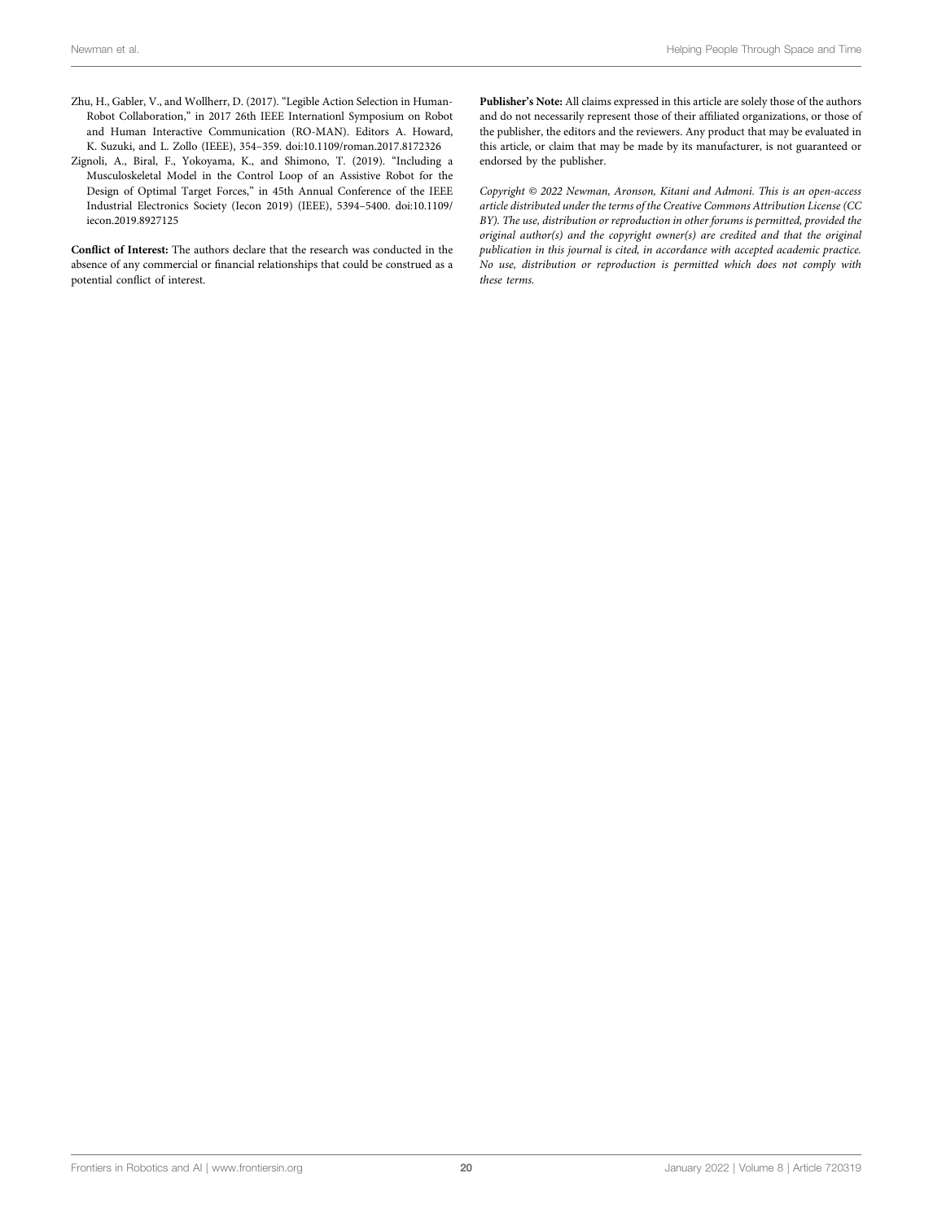Zhu, H., Gabler, V., and Wollherr, D. (2017). "Legible Action Selection in Human-Robot Collaboration," in 2017 26th IEEE Internationl Symposium on Robot and Human Interactive Communication (RO-MAN). Editors A. Howard, K. Suzuki, and L. Zollo (IEEE), 354–359. doi:10.1109/roman.2017.8172326

Zignoli, A., Biral, F., Yokoyama, K., and Shimono, T. (2019). "Including a Musculoskeletal Model in the Control Loop of an Assistive Robot for the Design of Optimal Target Forces," in 45th Annual Conference of the IEEE Industrial Electronics Society (Iecon 2019) (IEEE), 5394–5400. doi:10.1109/iecon.2019.8927125

**Conflict of Interest:** The authors declare that the research was conducted in the absence of any commercial or financial relationships that could be construed as a potential conflict of interest.

**Publisher's Note:** All claims expressed in this article are solely those of the authors and do not necessarily represent those of their affiliated organizations, or those of the publisher, the editors and the reviewers. Any product that may be evaluated in this article, or claim that may be made by its manufacturer, is not guaranteed or endorsed by the publisher.

*Copyright © 2022 Newman, Aronson, Kitani and Admoni. This is an open-access article distributed under the terms of the Creative Commons Attribution License (CC BY). The use, distribution or reproduction in other forums is permitted, provided the original author(s) and the copyright owner(s) are credited and that the original publication in this journal is cited, in accordance with accepted academic practice. No use, distribution or reproduction is permitted which does not comply with these terms.*